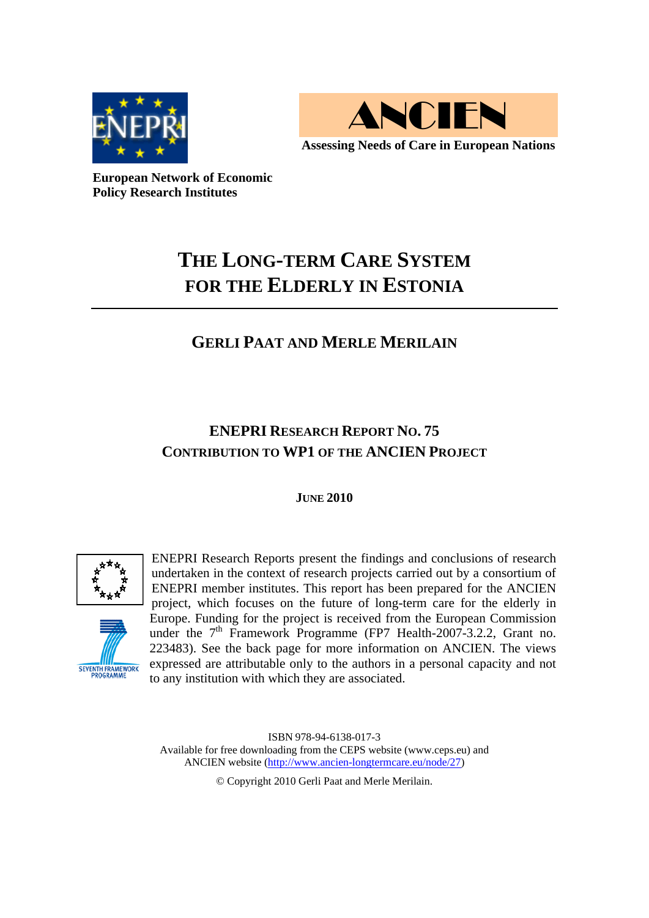**ENEPRI**

**European Network of Economic Policy Research Institutes**

**ANCIEN**

**Assessing Needs of Care in European Nations**

# THE LONG-TERM CARE SYSTEM FOR THE ELDERLY IN ESTONIA

## GERLI PAAT AND MERLE MERILAIN

### ENEPRI RESEARCH REPORT NO. 75
### CONTRIBUTION TO WP1 OF THE ANCIEN PROJECT

**JUNE 2010**

ENEPRI Research Reports present the findings and conclusions of research undertaken in the context of research projects carried out by a consortium of ENEPRI member institutes. This report has been prepared for the ANCIEN project, which focuses on the future of long-term care for the elderly in Europe. Funding for the project is received from the European Commission under the 7th Framework Programme (FP7 Health-2007-3.2.2, Grant no. 223483). See the back page for more information on ANCIEN. The views expressed are attributable only to the authors in a personal capacity and not to any institution with which they are associated.

SEVENTH FRAMEWORK PROGRAMME

ISBN 978-94-6138-017-3
Available for free downloading from the CEPS website (www.ceps.eu) and ANCIEN website (http://www.ancien-longtermcare.eu/node/27)

© Copyright 2010 Gerli Paat and Merle Merilain.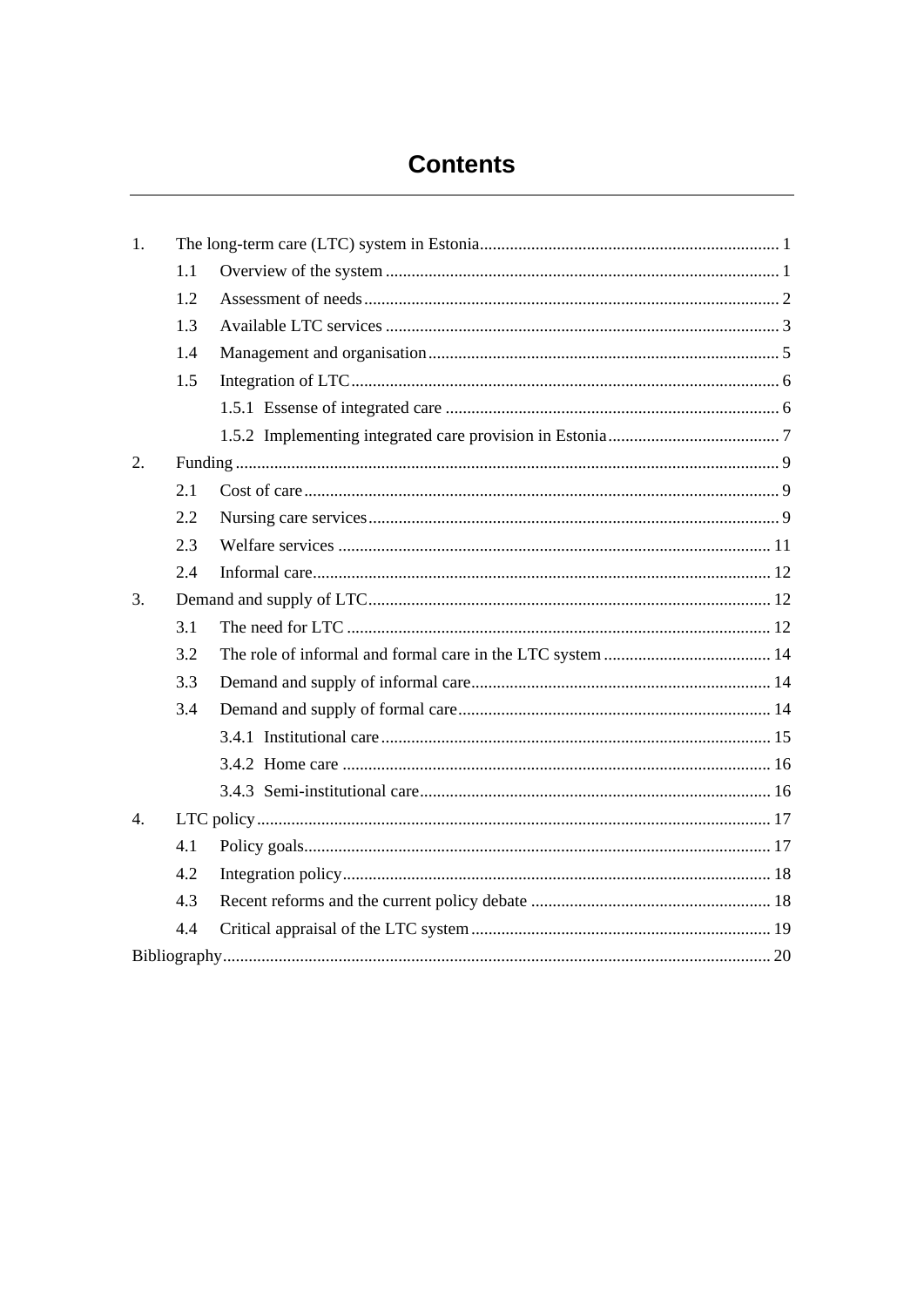# Contents

1. The long-term care (LTC) system in Estonia ... 1
   - 1.1 Overview of the system ... 1
   - 1.2 Assessment of needs ... 2
   - 1.3 Available LTC services ... 3
   - 1.4 Management and organisation ... 5
   - 1.5 Integration of LTC ... 6
     - 1.5.1 Essense of integrated care ... 6
     - 1.5.2 Implementing integrated care provision in Estonia ... 7
2. Funding ... 9
   - 2.1 Cost of care ... 9
   - 2.2 Nursing care services ... 9
   - 2.3 Welfare services ... 11
   - 2.4 Informal care ... 12
3. Demand and supply of LTC ... 12
   - 3.1 The need for LTC ... 12
   - 3.2 The role of informal and formal care in the LTC system ... 14
   - 3.3 Demand and supply of informal care ... 14
   - 3.4 Demand and supply of formal care ... 14
     - 3.4.1 Institutional care ... 15
     - 3.4.2 Home care ... 16
     - 3.4.3 Semi-institutional care ... 16
4. LTC policy ... 17
   - 4.1 Policy goals ... 17
   - 4.2 Integration policy ... 18
   - 4.3 Recent reforms and the current policy debate ... 18
   - 4.4 Critical appraisal of the LTC system ... 19

Bibliography ... 20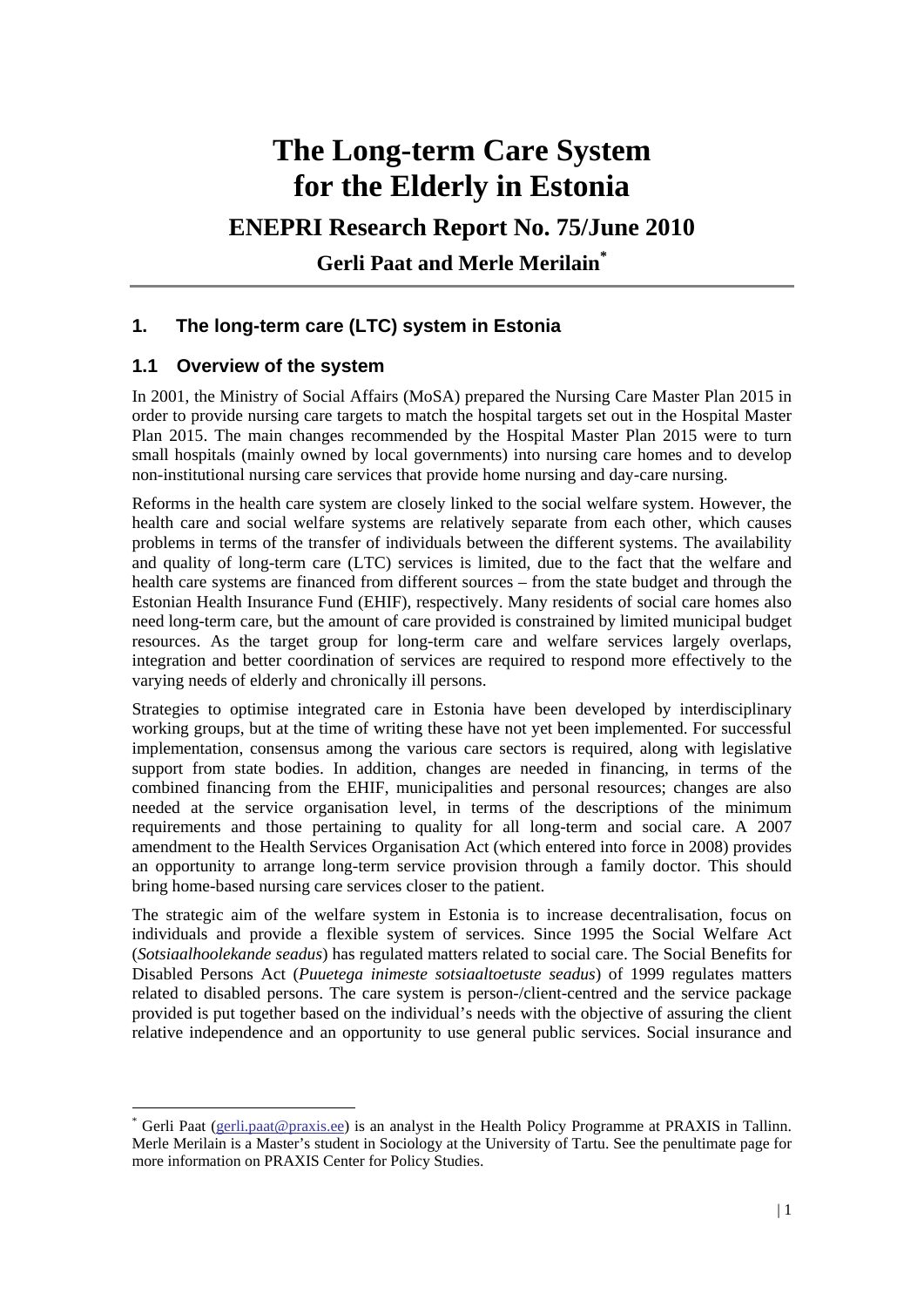# The Long-term Care System for the Elderly in Estonia

## ENEPRI Research Report No. 75/June 2010

### Gerli Paat and Merle Merilain*

## 1. The long-term care (LTC) system in Estonia

### 1.1 Overview of the system

In 2001, the Ministry of Social Affairs (MoSA) prepared the Nursing Care Master Plan 2015 in order to provide nursing care targets to match the hospital targets set out in the Hospital Master Plan 2015. The main changes recommended by the Hospital Master Plan 2015 were to turn small hospitals (mainly owned by local governments) into nursing care homes and to develop non-institutional nursing care services that provide home nursing and day-care nursing.

Reforms in the health care system are closely linked to the social welfare system. However, the health care and social welfare systems are relatively separate from each other, which causes problems in terms of the transfer of individuals between the different systems. The availability and quality of long-term care (LTC) services is limited, due to the fact that the welfare and health care systems are financed from different sources – from the state budget and through the Estonian Health Insurance Fund (EHIF), respectively. Many residents of social care homes also need long-term care, but the amount of care provided is constrained by limited municipal budget resources. As the target group for long-term care and welfare services largely overlaps, integration and better coordination of services are required to respond more effectively to the varying needs of elderly and chronically ill persons.

Strategies to optimise integrated care in Estonia have been developed by interdisciplinary working groups, but at the time of writing these have not yet been implemented. For successful implementation, consensus among the various care sectors is required, along with legislative support from state bodies. In addition, changes are needed in financing, in terms of the combined financing from the EHIF, municipalities and personal resources; changes are also needed at the service organisation level, in terms of the descriptions of the minimum requirements and those pertaining to quality for all long-term and social care. A 2007 amendment to the Health Services Organisation Act (which entered into force in 2008) provides an opportunity to arrange long-term service provision through a family doctor. This should bring home-based nursing care services closer to the patient.

The strategic aim of the welfare system in Estonia is to increase decentralisation, focus on individuals and provide a flexible system of services. Since 1995 the Social Welfare Act (*Sotsiaalhoolekande seadus*) has regulated matters related to social care. The Social Benefits for Disabled Persons Act (*Puuetega inimeste sotsiaaltoetuste seadus*) of 1999 regulates matters related to disabled persons. The care system is person-/client-centred and the service package provided is put together based on the individual's needs with the objective of assuring the client relative independence and an opportunity to use general public services. Social insurance and

---

* Gerli Paat (gerli.paat@praxis.ee) is an analyst in the Health Policy Programme at PRAXIS in Tallinn. Merle Merilain is a Master's student in Sociology at the University of Tartu. See the penultimate page for more information on PRAXIS Center for Policy Studies.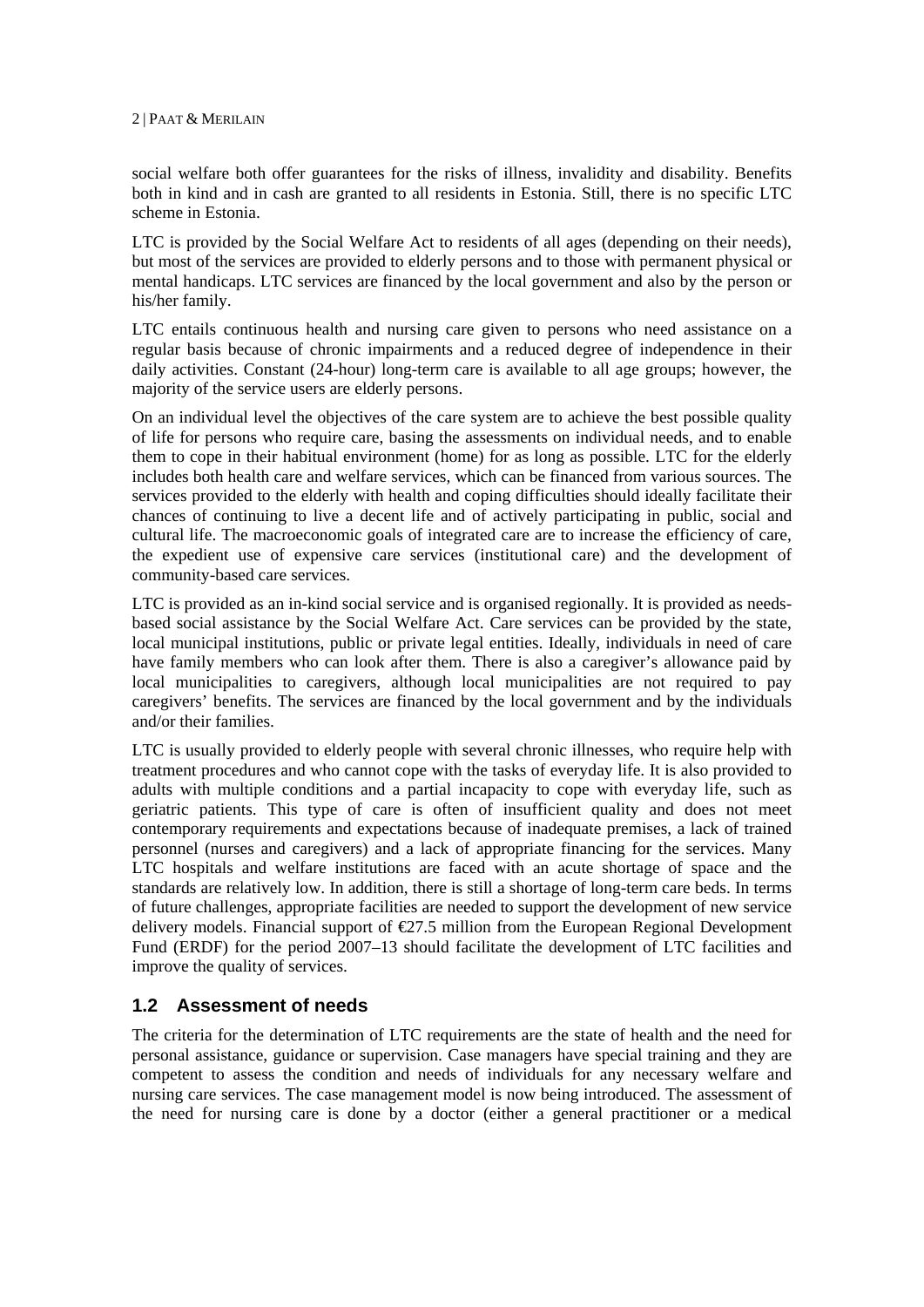social welfare both offer guarantees for the risks of illness, invalidity and disability. Benefits both in kind and in cash are granted to all residents in Estonia. Still, there is no specific LTC scheme in Estonia.

LTC is provided by the Social Welfare Act to residents of all ages (depending on their needs), but most of the services are provided to elderly persons and to those with permanent physical or mental handicaps. LTC services are financed by the local government and also by the person or his/her family.

LTC entails continuous health and nursing care given to persons who need assistance on a regular basis because of chronic impairments and a reduced degree of independence in their daily activities. Constant (24-hour) long-term care is available to all age groups; however, the majority of the service users are elderly persons.

On an individual level the objectives of the care system are to achieve the best possible quality of life for persons who require care, basing the assessments on individual needs, and to enable them to cope in their habitual environment (home) for as long as possible. LTC for the elderly includes both health care and welfare services, which can be financed from various sources. The services provided to the elderly with health and coping difficulties should ideally facilitate their chances of continuing to live a decent life and of actively participating in public, social and cultural life. The macroeconomic goals of integrated care are to increase the efficiency of care, the expedient use of expensive care services (institutional care) and the development of community-based care services.

LTC is provided as an in-kind social service and is organised regionally. It is provided as needs-based social assistance by the Social Welfare Act. Care services can be provided by the state, local municipal institutions, public or private legal entities. Ideally, individuals in need of care have family members who can look after them. There is also a caregiver's allowance paid by local municipalities to caregivers, although local municipalities are not required to pay caregivers' benefits. The services are financed by the local government and by the individuals and/or their families.

LTC is usually provided to elderly people with several chronic illnesses, who require help with treatment procedures and who cannot cope with the tasks of everyday life. It is also provided to adults with multiple conditions and a partial incapacity to cope with everyday life, such as geriatric patients. This type of care is often of insufficient quality and does not meet contemporary requirements and expectations because of inadequate premises, a lack of trained personnel (nurses and caregivers) and a lack of appropriate financing for the services. Many LTC hospitals and welfare institutions are faced with an acute shortage of space and the standards are relatively low. In addition, there is still a shortage of long-term care beds. In terms of future challenges, appropriate facilities are needed to support the development of new service delivery models. Financial support of €27.5 million from the European Regional Development Fund (ERDF) for the period 2007–13 should facilitate the development of LTC facilities and improve the quality of services.

## 1.2 Assessment of needs

The criteria for the determination of LTC requirements are the state of health and the need for personal assistance, guidance or supervision. Case managers have special training and they are competent to assess the condition and needs of individuals for any necessary welfare and nursing care services. The case management model is now being introduced. The assessment of the need for nursing care is done by a doctor (either a general practitioner or a medical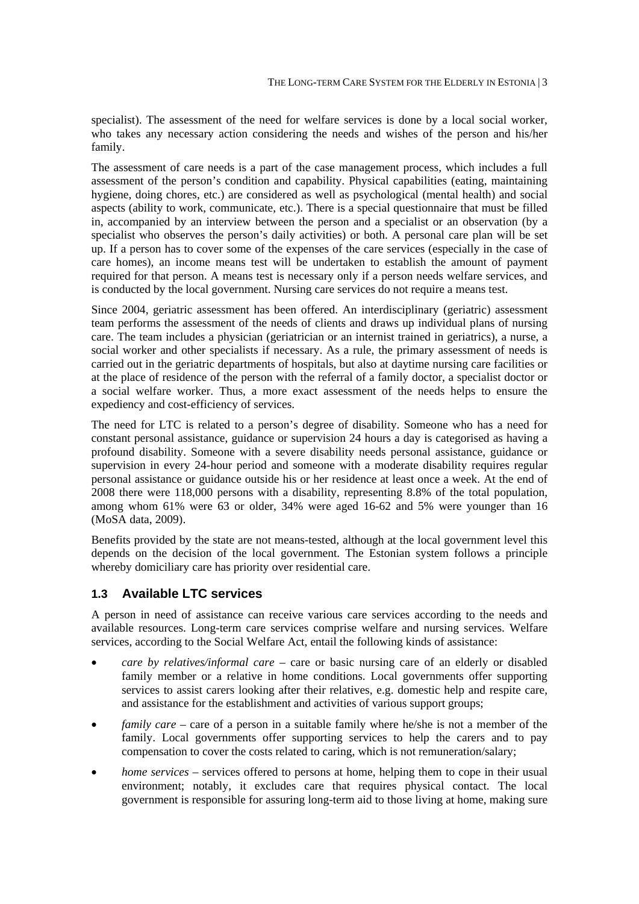specialist). The assessment of the need for welfare services is done by a local social worker, who takes any necessary action considering the needs and wishes of the person and his/her family.

The assessment of care needs is a part of the case management process, which includes a full assessment of the person's condition and capability. Physical capabilities (eating, maintaining hygiene, doing chores, etc.) are considered as well as psychological (mental health) and social aspects (ability to work, communicate, etc.). There is a special questionnaire that must be filled in, accompanied by an interview between the person and a specialist or an observation (by a specialist who observes the person's daily activities) or both. A personal care plan will be set up. If a person has to cover some of the expenses of the care services (especially in the case of care homes), an income means test will be undertaken to establish the amount of payment required for that person. A means test is necessary only if a person needs welfare services, and is conducted by the local government. Nursing care services do not require a means test.

Since 2004, geriatric assessment has been offered. An interdisciplinary (geriatric) assessment team performs the assessment of the needs of clients and draws up individual plans of nursing care. The team includes a physician (geriatrician or an internist trained in geriatrics), a nurse, a social worker and other specialists if necessary. As a rule, the primary assessment of needs is carried out in the geriatric departments of hospitals, but also at daytime nursing care facilities or at the place of residence of the person with the referral of a family doctor, a specialist doctor or a social welfare worker. Thus, a more exact assessment of the needs helps to ensure the expediency and cost-efficiency of services.

The need for LTC is related to a person's degree of disability. Someone who has a need for constant personal assistance, guidance or supervision 24 hours a day is categorised as having a profound disability. Someone with a severe disability needs personal assistance, guidance or supervision in every 24-hour period and someone with a moderate disability requires regular personal assistance or guidance outside his or her residence at least once a week. At the end of 2008 there were 118,000 persons with a disability, representing 8.8% of the total population, among whom 61% were 63 or older, 34% were aged 16-62 and 5% were younger than 16 (MoSA data, 2009).

Benefits provided by the state are not means-tested, although at the local government level this depends on the decision of the local government. The Estonian system follows a principle whereby domiciliary care has priority over residential care.

## 1.3 Available LTC services

A person in need of assistance can receive various care services according to the needs and available resources. Long-term care services comprise welfare and nursing services. Welfare services, according to the Social Welfare Act, entail the following kinds of assistance:

- *care by relatives/informal care* – care or basic nursing care of an elderly or disabled family member or a relative in home conditions. Local governments offer supporting services to assist carers looking after their relatives, e.g. domestic help and respite care, and assistance for the establishment and activities of various support groups;
- *family care* – care of a person in a suitable family where he/she is not a member of the family. Local governments offer supporting services to help the carers and to pay compensation to cover the costs related to caring, which is not remuneration/salary;
- *home services* – services offered to persons at home, helping them to cope in their usual environment; notably, it excludes care that requires physical contact. The local government is responsible for assuring long-term aid to those living at home, making sure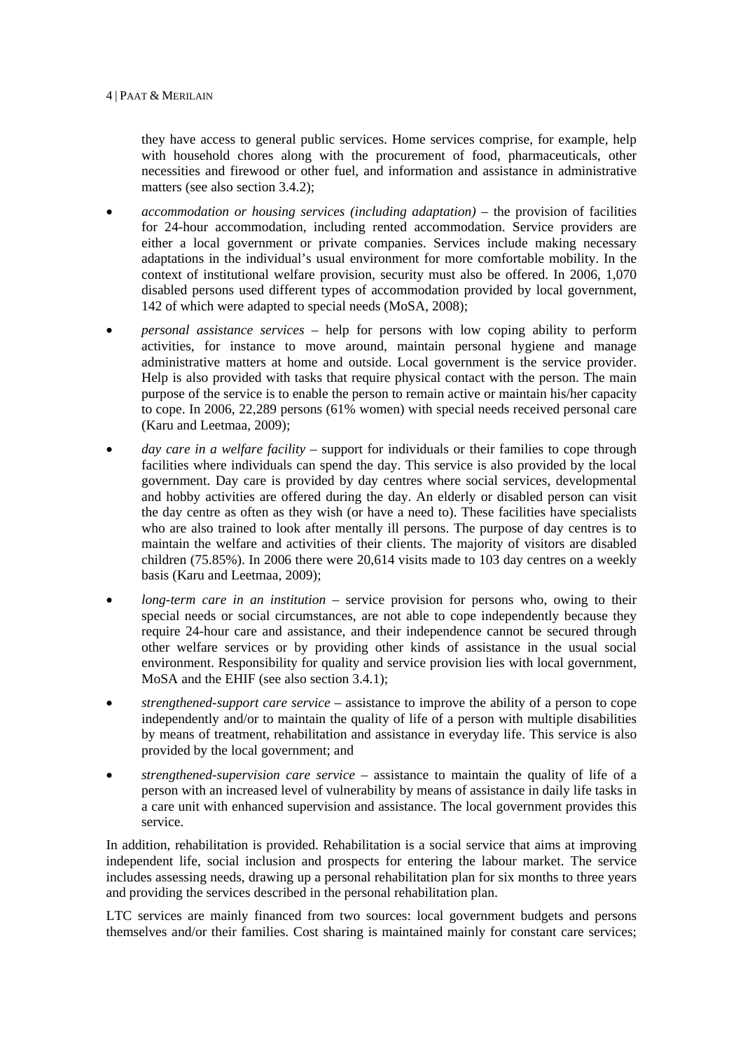they have access to general public services. Home services comprise, for example, help with household chores along with the procurement of food, pharmaceuticals, other necessities and firewood or other fuel, and information and assistance in administrative matters (see also section 3.4.2);

- *accommodation or housing services (including adaptation)* – the provision of facilities for 24-hour accommodation, including rented accommodation. Service providers are either a local government or private companies. Services include making necessary adaptations in the individual's usual environment for more comfortable mobility. In the context of institutional welfare provision, security must also be offered. In 2006, 1,070 disabled persons used different types of accommodation provided by local government, 142 of which were adapted to special needs (MoSA, 2008);
- *personal assistance services* – help for persons with low coping ability to perform activities, for instance to move around, maintain personal hygiene and manage administrative matters at home and outside. Local government is the service provider. Help is also provided with tasks that require physical contact with the person. The main purpose of the service is to enable the person to remain active or maintain his/her capacity to cope. In 2006, 22,289 persons (61% women) with special needs received personal care (Karu and Leetmaa, 2009);
- *day care in a welfare facility* – support for individuals or their families to cope through facilities where individuals can spend the day. This service is also provided by the local government. Day care is provided by day centres where social services, developmental and hobby activities are offered during the day. An elderly or disabled person can visit the day centre as often as they wish (or have a need to). These facilities have specialists who are also trained to look after mentally ill persons. The purpose of day centres is to maintain the welfare and activities of their clients. The majority of visitors are disabled children (75.85%). In 2006 there were 20,614 visits made to 103 day centres on a weekly basis (Karu and Leetmaa, 2009);
- *long-term care in an institution* – service provision for persons who, owing to their special needs or social circumstances, are not able to cope independently because they require 24-hour care and assistance, and their independence cannot be secured through other welfare services or by providing other kinds of assistance in the usual social environment. Responsibility for quality and service provision lies with local government, MoSA and the EHIF (see also section 3.4.1);
- *strengthened-support care service* – assistance to improve the ability of a person to cope independently and/or to maintain the quality of life of a person with multiple disabilities by means of treatment, rehabilitation and assistance in everyday life. This service is also provided by the local government; and
- *strengthened-supervision care service* – assistance to maintain the quality of life of a person with an increased level of vulnerability by means of assistance in daily life tasks in a care unit with enhanced supervision and assistance. The local government provides this service.

In addition, rehabilitation is provided. Rehabilitation is a social service that aims at improving independent life, social inclusion and prospects for entering the labour market. The service includes assessing needs, drawing up a personal rehabilitation plan for six months to three years and providing the services described in the personal rehabilitation plan.

LTC services are mainly financed from two sources: local government budgets and persons themselves and/or their families. Cost sharing is maintained mainly for constant care services;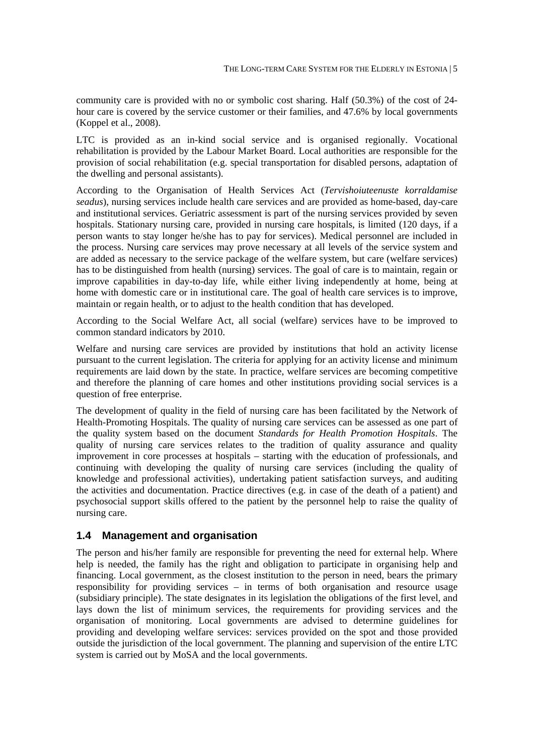community care is provided with no or symbolic cost sharing. Half (50.3%) of the cost of 24-hour care is covered by the service customer or their families, and 47.6% by local governments (Koppel et al., 2008).

LTC is provided as an in-kind social service and is organised regionally. Vocational rehabilitation is provided by the Labour Market Board. Local authorities are responsible for the provision of social rehabilitation (e.g. special transportation for disabled persons, adaptation of the dwelling and personal assistants).

According to the Organisation of Health Services Act (*Tervishoiuteenuste korraldamise seadus*), nursing services include health care services and are provided as home-based, day-care and institutional services. Geriatric assessment is part of the nursing services provided by seven hospitals. Stationary nursing care, provided in nursing care hospitals, is limited (120 days, if a person wants to stay longer he/she has to pay for services). Medical personnel are included in the process. Nursing care services may prove necessary at all levels of the service system and are added as necessary to the service package of the welfare system, but care (welfare services) has to be distinguished from health (nursing) services. The goal of care is to maintain, regain or improve capabilities in day-to-day life, while either living independently at home, being at home with domestic care or in institutional care. The goal of health care services is to improve, maintain or regain health, or to adjust to the health condition that has developed.

According to the Social Welfare Act, all social (welfare) services have to be improved to common standard indicators by 2010.

Welfare and nursing care services are provided by institutions that hold an activity license pursuant to the current legislation. The criteria for applying for an activity license and minimum requirements are laid down by the state. In practice, welfare services are becoming competitive and therefore the planning of care homes and other institutions providing social services is a question of free enterprise.

The development of quality in the field of nursing care has been facilitated by the Network of Health-Promoting Hospitals. The quality of nursing care services can be assessed as one part of the quality system based on the document *Standards for Health Promotion Hospitals*. The quality of nursing care services relates to the tradition of quality assurance and quality improvement in core processes at hospitals – starting with the education of professionals, and continuing with developing the quality of nursing care services (including the quality of knowledge and professional activities), undertaking patient satisfaction surveys, and auditing the activities and documentation. Practice directives (e.g. in case of the death of a patient) and psychosocial support skills offered to the patient by the personnel help to raise the quality of nursing care.

## 1.4 Management and organisation

The person and his/her family are responsible for preventing the need for external help. Where help is needed, the family has the right and obligation to participate in organising help and financing. Local government, as the closest institution to the person in need, bears the primary responsibility for providing services – in terms of both organisation and resource usage (subsidiary principle). The state designates in its legislation the obligations of the first level, and lays down the list of minimum services, the requirements for providing services and the organisation of monitoring. Local governments are advised to determine guidelines for providing and developing welfare services: services provided on the spot and those provided outside the jurisdiction of the local government. The planning and supervision of the entire LTC system is carried out by MoSA and the local governments.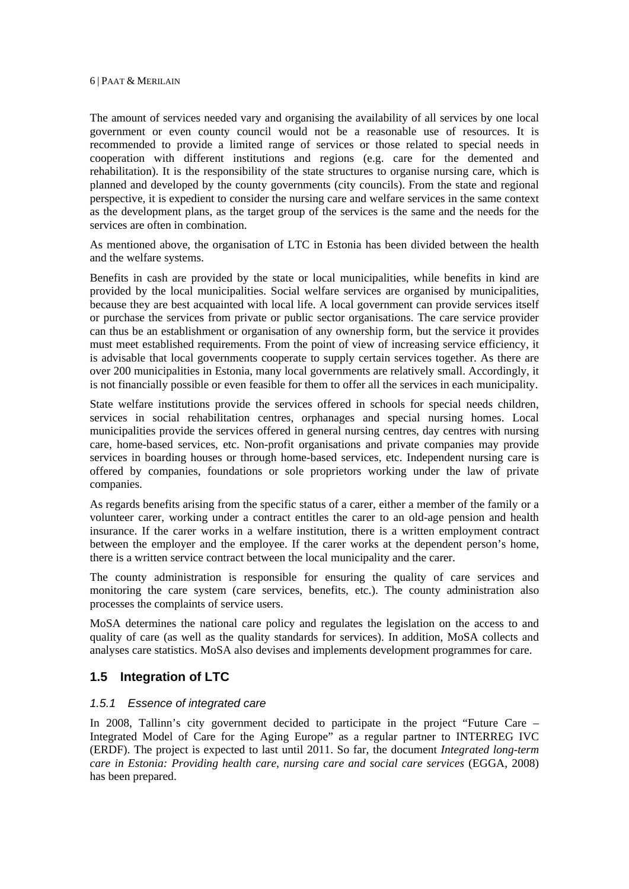The amount of services needed vary and organising the availability of all services by one local government or even county council would not be a reasonable use of resources. It is recommended to provide a limited range of services or those related to special needs in cooperation with different institutions and regions (e.g. care for the demented and rehabilitation). It is the responsibility of the state structures to organise nursing care, which is planned and developed by the county governments (city councils). From the state and regional perspective, it is expedient to consider the nursing care and welfare services in the same context as the development plans, as the target group of the services is the same and the needs for the services are often in combination.

As mentioned above, the organisation of LTC in Estonia has been divided between the health and the welfare systems.

Benefits in cash are provided by the state or local municipalities, while benefits in kind are provided by the local municipalities. Social welfare services are organised by municipalities, because they are best acquainted with local life. A local government can provide services itself or purchase the services from private or public sector organisations. The care service provider can thus be an establishment or organisation of any ownership form, but the service it provides must meet established requirements. From the point of view of increasing service efficiency, it is advisable that local governments cooperate to supply certain services together. As there are over 200 municipalities in Estonia, many local governments are relatively small. Accordingly, it is not financially possible or even feasible for them to offer all the services in each municipality.

State welfare institutions provide the services offered in schools for special needs children, services in social rehabilitation centres, orphanages and special nursing homes. Local municipalities provide the services offered in general nursing centres, day centres with nursing care, home-based services, etc. Non-profit organisations and private companies may provide services in boarding houses or through home-based services, etc. Independent nursing care is offered by companies, foundations or sole proprietors working under the law of private companies.

As regards benefits arising from the specific status of a carer, either a member of the family or a volunteer carer, working under a contract entitles the carer to an old-age pension and health insurance. If the carer works in a welfare institution, there is a written employment contract between the employer and the employee. If the carer works at the dependent person's home, there is a written service contract between the local municipality and the carer.

The county administration is responsible for ensuring the quality of care services and monitoring the care system (care services, benefits, etc.). The county administration also processes the complaints of service users.

MoSA determines the national care policy and regulates the legislation on the access to and quality of care (as well as the quality standards for services). In addition, MoSA collects and analyses care statistics. MoSA also devises and implements development programmes for care.

## 1.5 Integration of LTC

### *1.5.1 Essence of integrated care*

In 2008, Tallinn's city government decided to participate in the project "Future Care – Integrated Model of Care for the Aging Europe" as a regular partner to INTERREG IVC (ERDF). The project is expected to last until 2011. So far, the document *Integrated long-term care in Estonia: Providing health care, nursing care and social care services* (EGGA, 2008) has been prepared.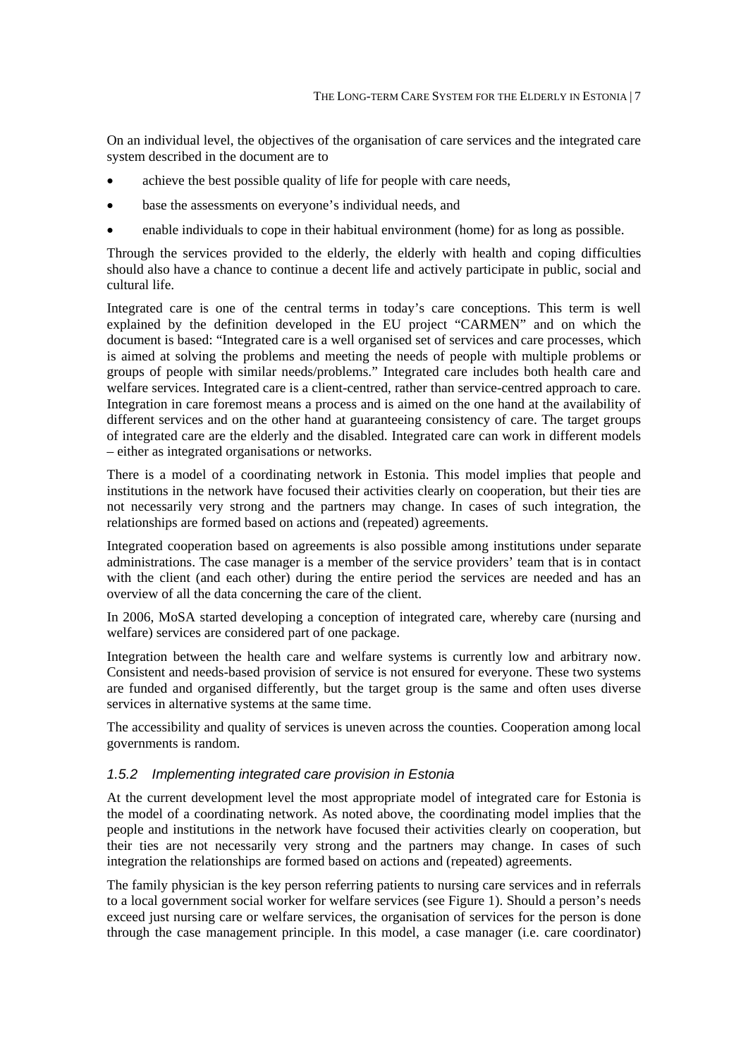On an individual level, the objectives of the organisation of care services and the integrated care system described in the document are to

- achieve the best possible quality of life for people with care needs,
- base the assessments on everyone's individual needs, and
- enable individuals to cope in their habitual environment (home) for as long as possible.

Through the services provided to the elderly, the elderly with health and coping difficulties should also have a chance to continue a decent life and actively participate in public, social and cultural life.

Integrated care is one of the central terms in today's care conceptions. This term is well explained by the definition developed in the EU project "CARMEN" and on which the document is based: "Integrated care is a well organised set of services and care processes, which is aimed at solving the problems and meeting the needs of people with multiple problems or groups of people with similar needs/problems." Integrated care includes both health care and welfare services. Integrated care is a client-centred, rather than service-centred approach to care. Integration in care foremost means a process and is aimed on the one hand at the availability of different services and on the other hand at guaranteeing consistency of care. The target groups of integrated care are the elderly and the disabled. Integrated care can work in different models – either as integrated organisations or networks.

There is a model of a coordinating network in Estonia. This model implies that people and institutions in the network have focused their activities clearly on cooperation, but their ties are not necessarily very strong and the partners may change. In cases of such integration, the relationships are formed based on actions and (repeated) agreements.

Integrated cooperation based on agreements is also possible among institutions under separate administrations. The case manager is a member of the service providers' team that is in contact with the client (and each other) during the entire period the services are needed and has an overview of all the data concerning the care of the client.

In 2006, MoSA started developing a conception of integrated care, whereby care (nursing and welfare) services are considered part of one package.

Integration between the health care and welfare systems is currently low and arbitrary now. Consistent and needs-based provision of service is not ensured for everyone. These two systems are funded and organised differently, but the target group is the same and often uses diverse services in alternative systems at the same time.

The accessibility and quality of services is uneven across the counties. Cooperation among local governments is random.

### *1.5.2 Implementing integrated care provision in Estonia*

At the current development level the most appropriate model of integrated care for Estonia is the model of a coordinating network. As noted above, the coordinating model implies that the people and institutions in the network have focused their activities clearly on cooperation, but their ties are not necessarily very strong and the partners may change. In cases of such integration the relationships are formed based on actions and (repeated) agreements.

The family physician is the key person referring patients to nursing care services and in referrals to a local government social worker for welfare services (see Figure 1). Should a person's needs exceed just nursing care or welfare services, the organisation of services for the person is done through the case management principle. In this model, a case manager (i.e. care coordinator)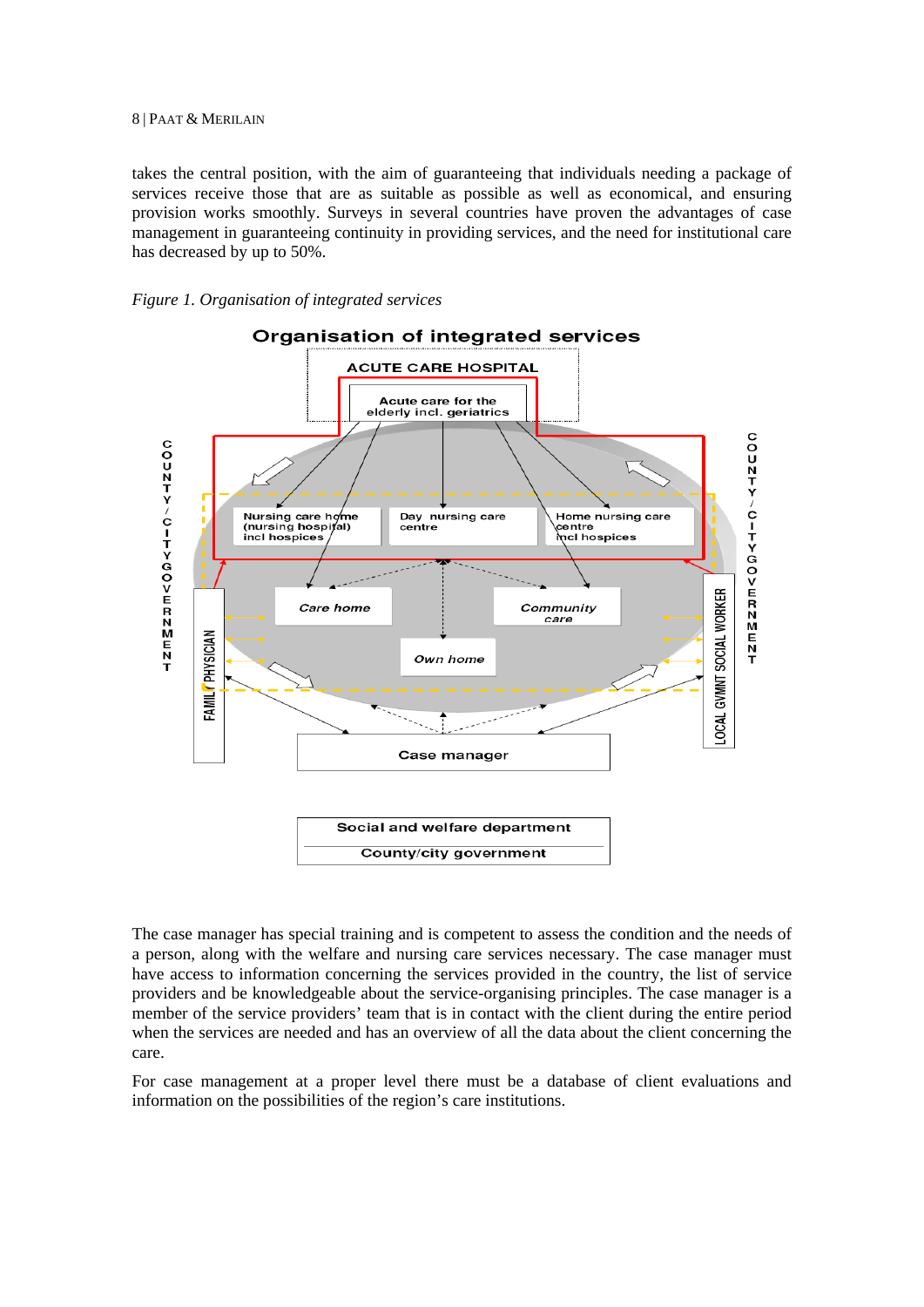takes the central position, with the aim of guaranteeing that individuals needing a package of services receive those that are as suitable as possible as well as economical, and ensuring provision works smoothly. Surveys in several countries have proven the advantages of case management in guaranteeing continuity in providing services, and the need for institutional care has decreased by up to 50%.

*Figure 1. Organisation of integrated services*

The case manager has special training and is competent to assess the condition and the needs of a person, along with the welfare and nursing care services necessary. The case manager must have access to information concerning the services provided in the country, the list of service providers and be knowledgeable about the service-organising principles. The case manager is a member of the service providers' team that is in contact with the client during the entire period when the services are needed and has an overview of all the data about the client concerning the care.

For case management at a proper level there must be a database of client evaluations and information on the possibilities of the region's care institutions.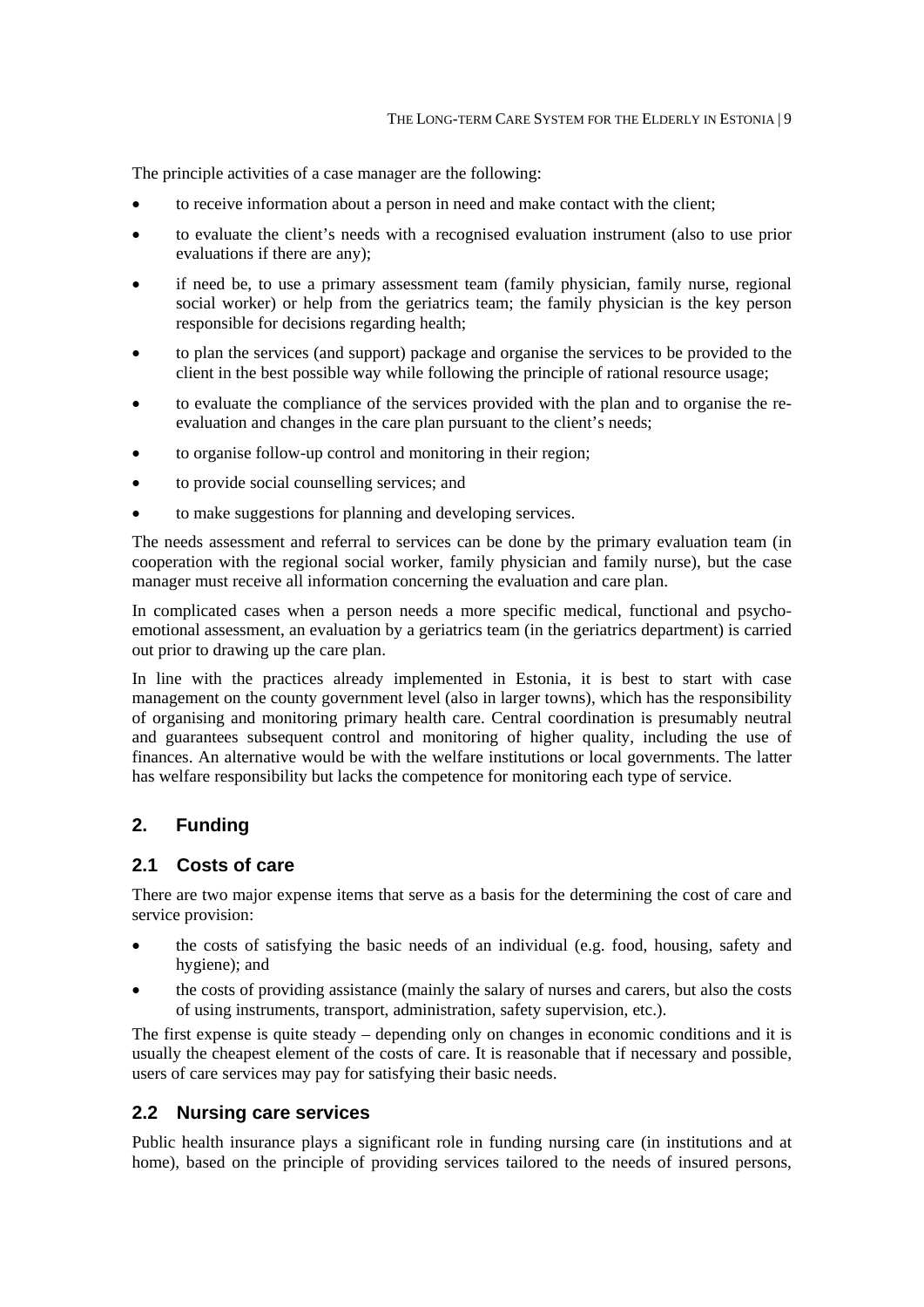The principle activities of a case manager are the following:

- to receive information about a person in need and make contact with the client;
- to evaluate the client's needs with a recognised evaluation instrument (also to use prior evaluations if there are any);
- if need be, to use a primary assessment team (family physician, family nurse, regional social worker) or help from the geriatrics team; the family physician is the key person responsible for decisions regarding health;
- to plan the services (and support) package and organise the services to be provided to the client in the best possible way while following the principle of rational resource usage;
- to evaluate the compliance of the services provided with the plan and to organise the re-evaluation and changes in the care plan pursuant to the client's needs;
- to organise follow-up control and monitoring in their region;
- to provide social counselling services; and
- to make suggestions for planning and developing services.

The needs assessment and referral to services can be done by the primary evaluation team (in cooperation with the regional social worker, family physician and family nurse), but the case manager must receive all information concerning the evaluation and care plan.

In complicated cases when a person needs a more specific medical, functional and psycho-emotional assessment, an evaluation by a geriatrics team (in the geriatrics department) is carried out prior to drawing up the care plan.

In line with the practices already implemented in Estonia, it is best to start with case management on the county government level (also in larger towns), which has the responsibility of organising and monitoring primary health care. Central coordination is presumably neutral and guarantees subsequent control and monitoring of higher quality, including the use of finances. An alternative would be with the welfare institutions or local governments. The latter has welfare responsibility but lacks the competence for monitoring each type of service.

## 2. Funding

### 2.1 Costs of care

There are two major expense items that serve as a basis for the determining the cost of care and service provision:

- the costs of satisfying the basic needs of an individual (e.g. food, housing, safety and hygiene); and
- the costs of providing assistance (mainly the salary of nurses and carers, but also the costs of using instruments, transport, administration, safety supervision, etc.).

The first expense is quite steady – depending only on changes in economic conditions and it is usually the cheapest element of the costs of care. It is reasonable that if necessary and possible, users of care services may pay for satisfying their basic needs.

### 2.2 Nursing care services

Public health insurance plays a significant role in funding nursing care (in institutions and at home), based on the principle of providing services tailored to the needs of insured persons,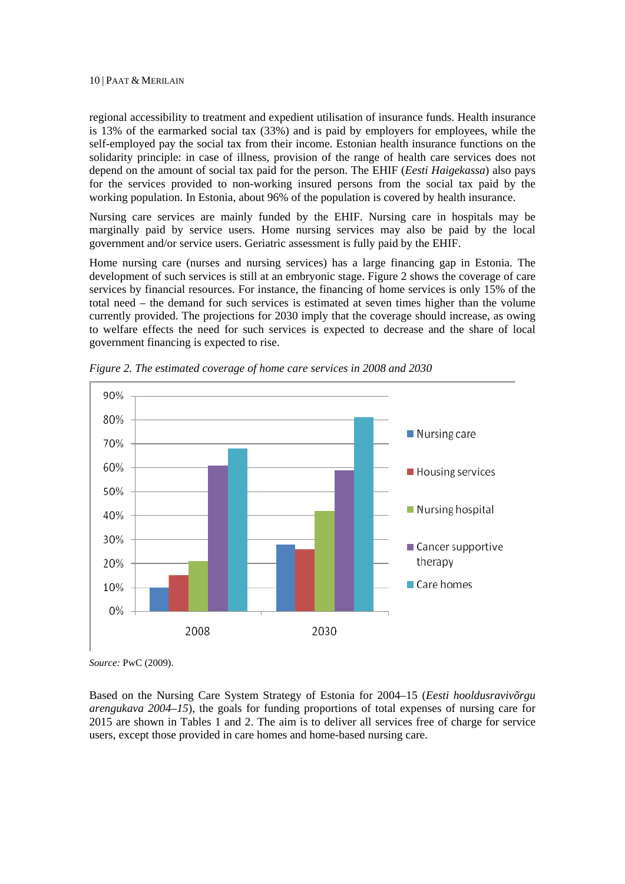regional accessibility to treatment and expedient utilisation of insurance funds. Health insurance is 13% of the earmarked social tax (33%) and is paid by employers for employees, while the self-employed pay the social tax from their income. Estonian health insurance functions on the solidarity principle: in case of illness, provision of the range of health care services does not depend on the amount of social tax paid for the person. The EHIF (*Eesti Haigekassa*) also pays for the services provided to non-working insured persons from the social tax paid by the working population. In Estonia, about 96% of the population is covered by health insurance.

Nursing care services are mainly funded by the EHIF. Nursing care in hospitals may be marginally paid by service users. Home nursing services may also be paid by the local government and/or service users. Geriatric assessment is fully paid by the EHIF.

Home nursing care (nurses and nursing services) has a large financing gap in Estonia. The development of such services is still at an embryonic stage. Figure 2 shows the coverage of care services by financial resources. For instance, the financing of home services is only 15% of the total need – the demand for such services is estimated at seven times higher than the volume currently provided. The projections for 2030 imply that the coverage should increase, as owing to welfare effects the need for such services is expected to decrease and the share of local government financing is expected to rise.

*Figure 2. The estimated coverage of home care services in 2008 and 2030*

| | Nursing care | Housing services | Nursing hospital | Cancer supportive therapy | Care homes |
|---|---|---|---|---|---|
| 2008 | 10% | 15% | 21% | 61% | 68% |
| 2030 | 28% | 26% | 42% | 59% | 81% |

*Source:* PwC (2009).

Based on the Nursing Care System Strategy of Estonia for 2004–15 (*Eesti hooldusravivõrgu arengukava 2004–15*), the goals for funding proportions of total expenses of nursing care for 2015 are shown in Tables 1 and 2. The aim is to deliver all services free of charge for service users, except those provided in care homes and home-based nursing care.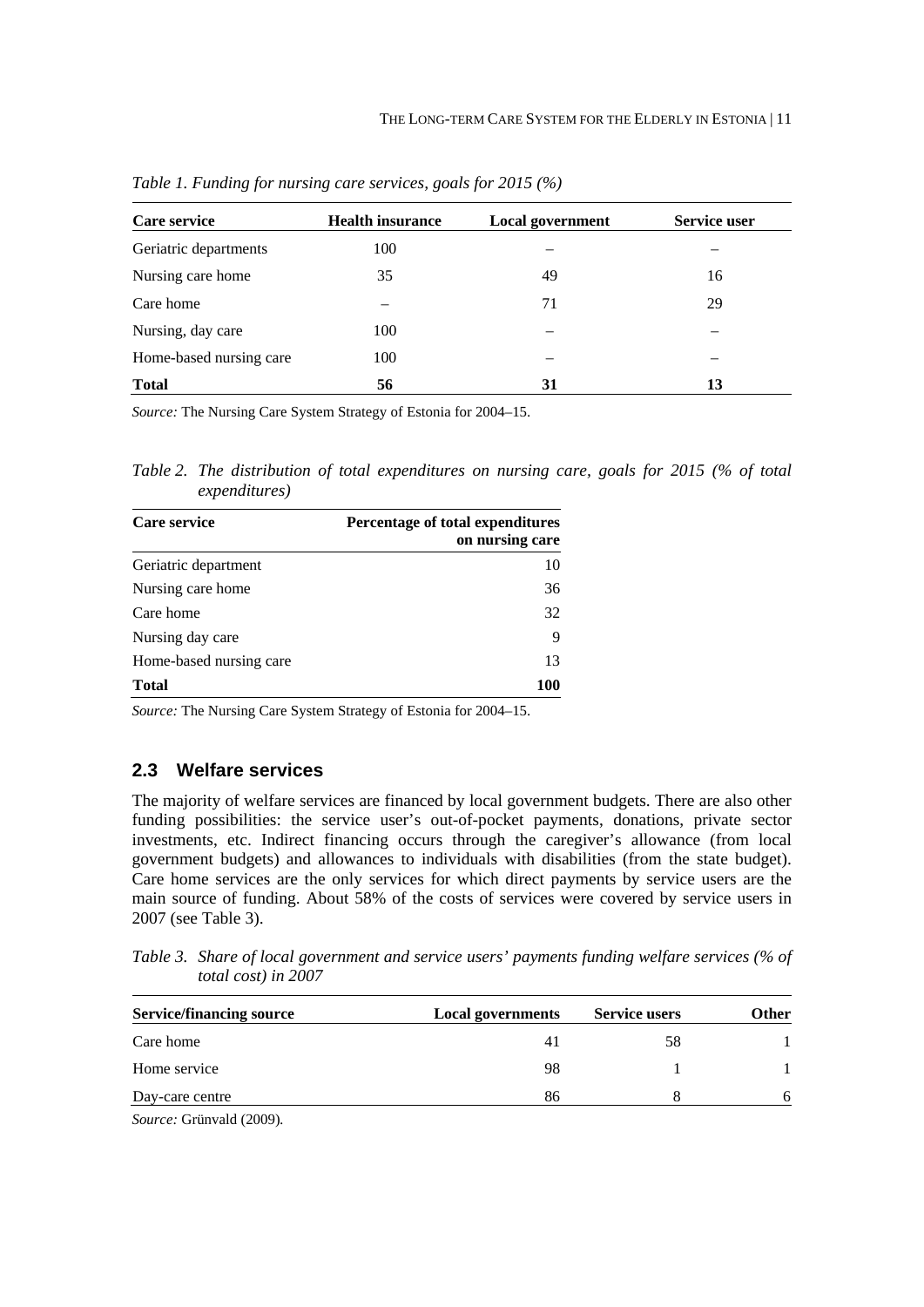*Table 1. Funding for nursing care services, goals for 2015 (%)*

| Care service | Health insurance | Local government | Service user |
|---|---|---|---|
| Geriatric departments | 100 | – | – |
| Nursing care home | 35 | 49 | 16 |
| Care home | – | 71 | 29 |
| Nursing, day care | 100 | – | – |
| Home-based nursing care | 100 | – | – |
| **Total** | **56** | **31** | **13** |

*Source:* The Nursing Care System Strategy of Estonia for 2004–15.

*Table 2. The distribution of total expenditures on nursing care, goals for 2015 (% of total expenditures)*

| Care service | Percentage of total expenditures on nursing care |
|---|---|
| Geriatric department | 10 |
| Nursing care home | 36 |
| Care home | 32 |
| Nursing day care | 9 |
| Home-based nursing care | 13 |
| **Total** | **100** |

*Source:* The Nursing Care System Strategy of Estonia for 2004–15.

## 2.3 Welfare services

The majority of welfare services are financed by local government budgets. There are also other funding possibilities: the service user's out-of-pocket payments, donations, private sector investments, etc. Indirect financing occurs through the caregiver's allowance (from local government budgets) and allowances to individuals with disabilities (from the state budget). Care home services are the only services for which direct payments by service users are the main source of funding. About 58% of the costs of services were covered by service users in 2007 (see Table 3).

*Table 3. Share of local government and service users' payments funding welfare services (% of total cost) in 2007*

| Service/financing source | Local governments | Service users | Other |
|---|---|---|---|
| Care home | 41 | 58 | 1 |
| Home service | 98 | 1 | 1 |
| Day-care centre | 86 | 8 | 6 |

*Source:* Grünvald (2009).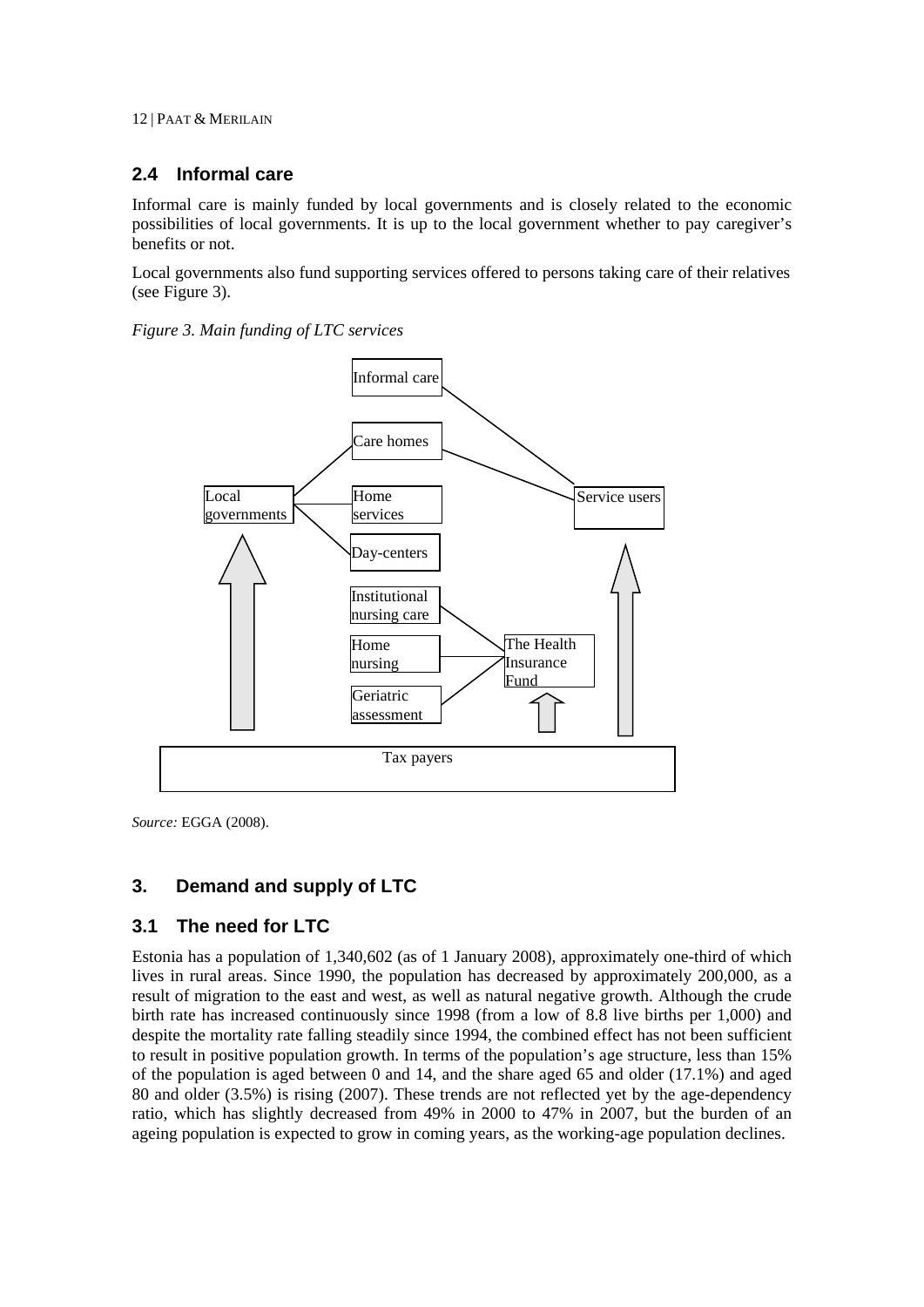## 2.4 Informal care

Informal care is mainly funded by local governments and is closely related to the economic possibilities of local governments. It is up to the local government whether to pay caregiver's benefits or not.

Local governments also fund supporting services offered to persons taking care of their relatives (see Figure 3).

*Figure 3. Main funding of LTC services*

Informal care

Care homes

Local governments

Home services

Service users

Day-centers

Institutional nursing care

Home nursing

The Health Insurance Fund

Geriatric assessment

Tax payers

*Source:* EGGA (2008).

## 3. Demand and supply of LTC

## 3.1 The need for LTC

Estonia has a population of 1,340,602 (as of 1 January 2008), approximately one-third of which lives in rural areas. Since 1990, the population has decreased by approximately 200,000, as a result of migration to the east and west, as well as natural negative growth. Although the crude birth rate has increased continuously since 1998 (from a low of 8.8 live births per 1,000) and despite the mortality rate falling steadily since 1994, the combined effect has not been sufficient to result in positive population growth. In terms of the population's age structure, less than 15% of the population is aged between 0 and 14, and the share aged 65 and older (17.1%) and aged 80 and older (3.5%) is rising (2007). These trends are not reflected yet by the age-dependency ratio, which has slightly decreased from 49% in 2000 to 47% in 2007, but the burden of an ageing population is expected to grow in coming years, as the working-age population declines.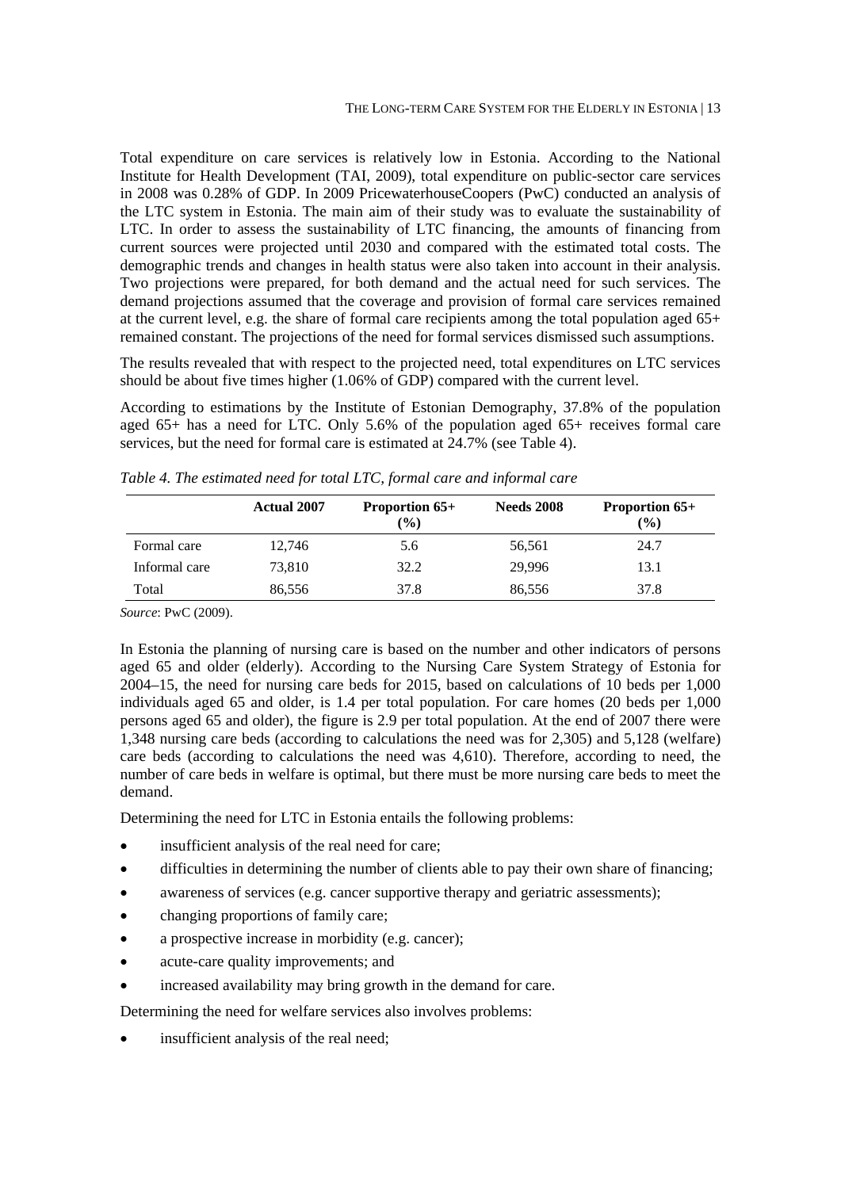Total expenditure on care services is relatively low in Estonia. According to the National Institute for Health Development (TAI, 2009), total expenditure on public-sector care services in 2008 was 0.28% of GDP. In 2009 PricewaterhouseCoopers (PwC) conducted an analysis of the LTC system in Estonia. The main aim of their study was to evaluate the sustainability of LTC. In order to assess the sustainability of LTC financing, the amounts of financing from current sources were projected until 2030 and compared with the estimated total costs. The demographic trends and changes in health status were also taken into account in their analysis. Two projections were prepared, for both demand and the actual need for such services. The demand projections assumed that the coverage and provision of formal care services remained at the current level, e.g. the share of formal care recipients among the total population aged 65+ remained constant. The projections of the need for formal services dismissed such assumptions.

The results revealed that with respect to the projected need, total expenditures on LTC services should be about five times higher (1.06% of GDP) compared with the current level.

According to estimations by the Institute of Estonian Demography, 37.8% of the population aged 65+ has a need for LTC. Only 5.6% of the population aged 65+ receives formal care services, but the need for formal care is estimated at 24.7% (see Table 4).

*Table 4. The estimated need for total LTC, formal care and informal care*

| | Actual 2007 | Proportion 65+ (%) | Needs 2008 | Proportion 65+ (%) |
|---|---|---|---|---|
| Formal care | 12,746 | 5.6 | 56,561 | 24.7 |
| Informal care | 73,810 | 32.2 | 29,996 | 13.1 |
| Total | 86,556 | 37.8 | 86,556 | 37.8 |

*Source*: PwC (2009).

In Estonia the planning of nursing care is based on the number and other indicators of persons aged 65 and older (elderly). According to the Nursing Care System Strategy of Estonia for 2004–15, the need for nursing care beds for 2015, based on calculations of 10 beds per 1,000 individuals aged 65 and older, is 1.4 per total population. For care homes (20 beds per 1,000 persons aged 65 and older), the figure is 2.9 per total population. At the end of 2007 there were 1,348 nursing care beds (according to calculations the need was for 2,305) and 5,128 (welfare) care beds (according to calculations the need was 4,610). Therefore, according to need, the number of care beds in welfare is optimal, but there must be more nursing care beds to meet the demand.

Determining the need for LTC in Estonia entails the following problems:

- insufficient analysis of the real need for care;
- difficulties in determining the number of clients able to pay their own share of financing;
- awareness of services (e.g. cancer supportive therapy and geriatric assessments);
- changing proportions of family care;
- a prospective increase in morbidity (e.g. cancer);
- acute-care quality improvements; and
- increased availability may bring growth in the demand for care.

Determining the need for welfare services also involves problems:

- insufficient analysis of the real need;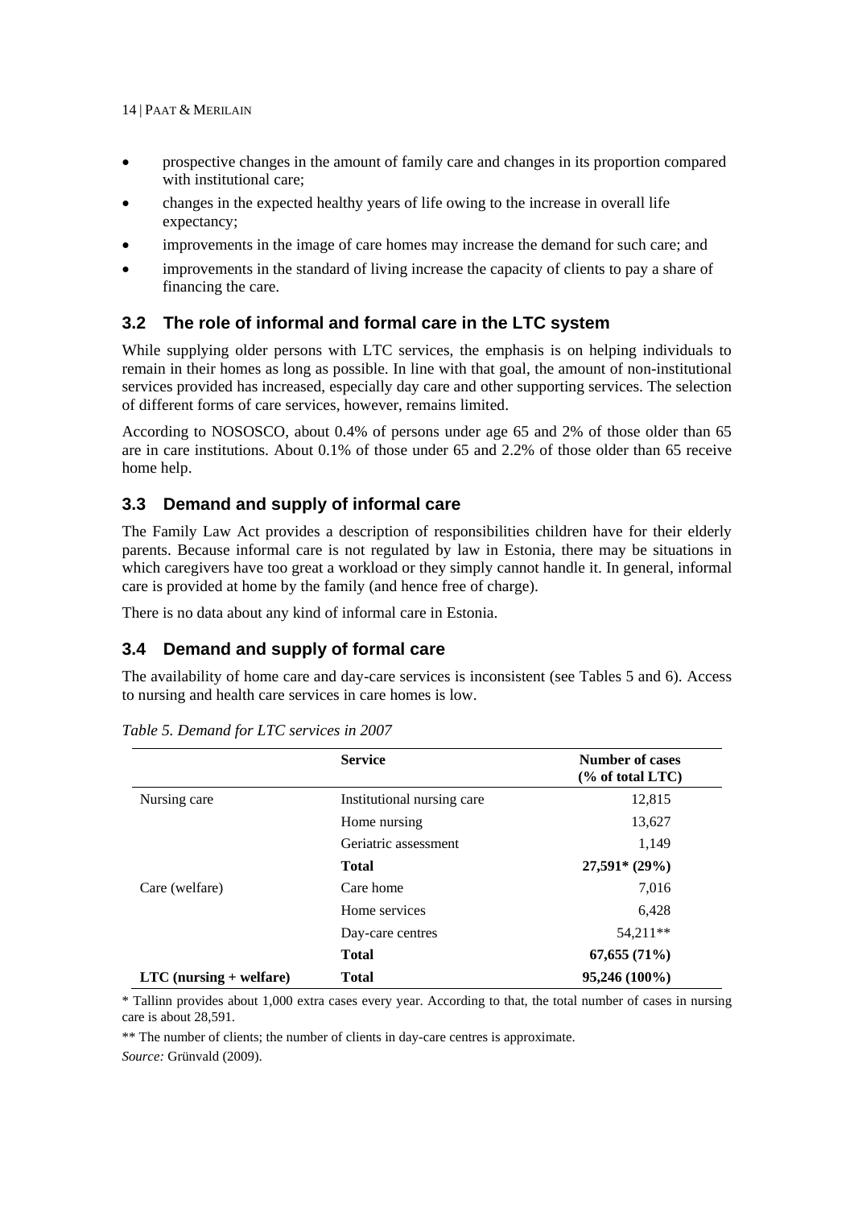- prospective changes in the amount of family care and changes in its proportion compared with institutional care;
- changes in the expected healthy years of life owing to the increase in overall life expectancy;
- improvements in the image of care homes may increase the demand for such care; and
- improvements in the standard of living increase the capacity of clients to pay a share of financing the care.

## 3.2 The role of informal and formal care in the LTC system

While supplying older persons with LTC services, the emphasis is on helping individuals to remain in their homes as long as possible. In line with that goal, the amount of non-institutional services provided has increased, especially day care and other supporting services. The selection of different forms of care services, however, remains limited.

According to NOSOSCO, about 0.4% of persons under age 65 and 2% of those older than 65 are in care institutions. About 0.1% of those under 65 and 2.2% of those older than 65 receive home help.

## 3.3 Demand and supply of informal care

The Family Law Act provides a description of responsibilities children have for their elderly parents. Because informal care is not regulated by law in Estonia, there may be situations in which caregivers have too great a workload or they simply cannot handle it. In general, informal care is provided at home by the family (and hence free of charge).

There is no data about any kind of informal care in Estonia.

## 3.4 Demand and supply of formal care

The availability of home care and day-care services is inconsistent (see Tables 5 and 6). Access to nursing and health care services in care homes is low.

*Table 5. Demand for LTC services in 2007*

| | Service | Number of cases (% of total LTC) |
|---|---|---|
| Nursing care | Institutional nursing care | 12,815 |
| | Home nursing | 13,627 |
| | Geriatric assessment | 1,149 |
| | **Total** | **27,591* (29%)** |
| Care (welfare) | Care home | 7,016 |
| | Home services | 6,428 |
| | Day-care centres | 54,211** |
| | **Total** | **67,655 (71%)** |
| **LTC (nursing + welfare)** | **Total** | **95,246 (100%)** |

* Tallinn provides about 1,000 extra cases every year. According to that, the total number of cases in nursing care is about 28,591.

** The number of clients; the number of clients in day-care centres is approximate.

*Source:* Grünvald (2009).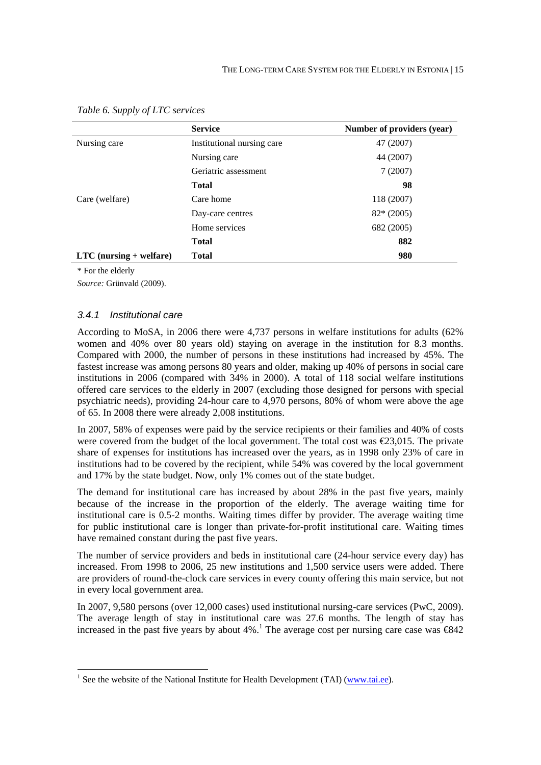*Table 6. Supply of LTC services*

| | Service | Number of providers (year) |
|---|---|---|
| Nursing care | Institutional nursing care | 47 (2007) |
| | Nursing care | 44 (2007) |
| | Geriatric assessment | 7 (2007) |
| | **Total** | **98** |
| Care (welfare) | Care home | 118 (2007) |
| | Day-care centres | 82* (2005) |
| | Home services | 682 (2005) |
| | **Total** | **882** |
| **LTC (nursing + welfare)** | **Total** | **980** |

\* For the elderly

*Source:* Grünvald (2009).

### 3.4.1 Institutional care

According to MoSA, in 2006 there were 4,737 persons in welfare institutions for adults (62% women and 40% over 80 years old) staying on average in the institution for 8.3 months. Compared with 2000, the number of persons in these institutions had increased by 45%. The fastest increase was among persons 80 years and older, making up 40% of persons in social care institutions in 2006 (compared with 34% in 2000). A total of 118 social welfare institutions offered care services to the elderly in 2007 (excluding those designed for persons with special psychiatric needs), providing 24-hour care to 4,970 persons, 80% of whom were above the age of 65. In 2008 there were already 2,008 institutions.

In 2007, 58% of expenses were paid by the service recipients or their families and 40% of costs were covered from the budget of the local government. The total cost was €23,015. The private share of expenses for institutions has increased over the years, as in 1998 only 23% of care in institutions had to be covered by the recipient, while 54% was covered by the local government and 17% by the state budget. Now, only 1% comes out of the state budget.

The demand for institutional care has increased by about 28% in the past five years, mainly because of the increase in the proportion of the elderly. The average waiting time for institutional care is 0.5-2 months. Waiting times differ by provider. The average waiting time for public institutional care is longer than private-for-profit institutional care. Waiting times have remained constant during the past five years.

The number of service providers and beds in institutional care (24-hour service every day) has increased. From 1998 to 2006, 25 new institutions and 1,500 service users were added. There are providers of round-the-clock care services in every county offering this main service, but not in every local government area.

In 2007, 9,580 persons (over 12,000 cases) used institutional nursing-care services (PwC, 2009). The average length of stay in institutional care was 27.6 months. The length of stay has increased in the past five years by about 4%.[1] The average cost per nursing care case was €842

---

[1] See the website of the National Institute for Health Development (TAI) (www.tai.ee).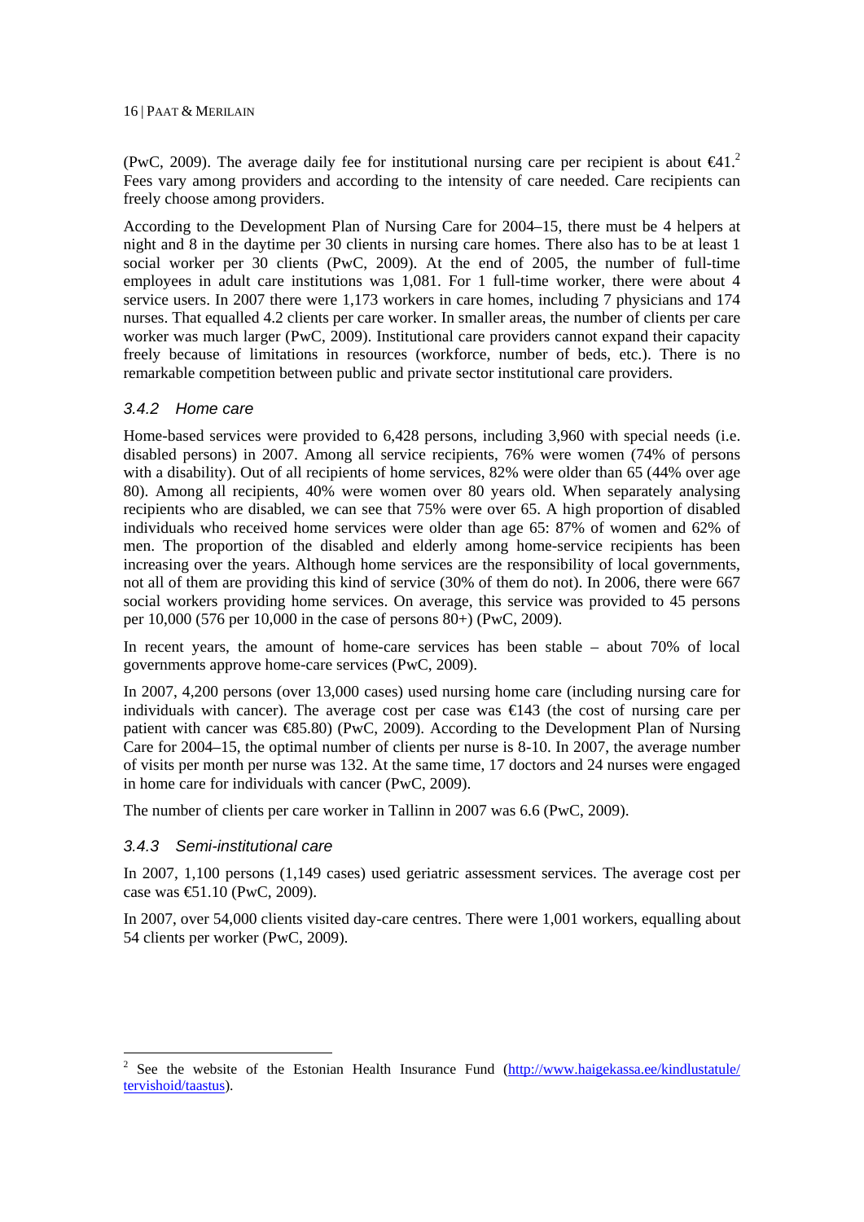(PwC, 2009). The average daily fee for institutional nursing care per recipient is about €41.[2] Fees vary among providers and according to the intensity of care needed. Care recipients can freely choose among providers.

According to the Development Plan of Nursing Care for 2004–15, there must be 4 helpers at night and 8 in the daytime per 30 clients in nursing care homes. There also has to be at least 1 social worker per 30 clients (PwC, 2009). At the end of 2005, the number of full-time employees in adult care institutions was 1,081. For 1 full-time worker, there were about 4 service users. In 2007 there were 1,173 workers in care homes, including 7 physicians and 174 nurses. That equalled 4.2 clients per care worker. In smaller areas, the number of clients per care worker was much larger (PwC, 2009). Institutional care providers cannot expand their capacity freely because of limitations in resources (workforce, number of beds, etc.). There is no remarkable competition between public and private sector institutional care providers.

### *3.4.2 Home care*

Home-based services were provided to 6,428 persons, including 3,960 with special needs (i.e. disabled persons) in 2007. Among all service recipients, 76% were women (74% of persons with a disability). Out of all recipients of home services, 82% were older than 65 (44% over age 80). Among all recipients, 40% were women over 80 years old. When separately analysing recipients who are disabled, we can see that 75% were over 65. A high proportion of disabled individuals who received home services were older than age 65: 87% of women and 62% of men. The proportion of the disabled and elderly among home-service recipients has been increasing over the years. Although home services are the responsibility of local governments, not all of them are providing this kind of service (30% of them do not). In 2006, there were 667 social workers providing home services. On average, this service was provided to 45 persons per 10,000 (576 per 10,000 in the case of persons 80+) (PwC, 2009).

In recent years, the amount of home-care services has been stable – about 70% of local governments approve home-care services (PwC, 2009).

In 2007, 4,200 persons (over 13,000 cases) used nursing home care (including nursing care for individuals with cancer). The average cost per case was €143 (the cost of nursing care per patient with cancer was €85.80) (PwC, 2009). According to the Development Plan of Nursing Care for 2004–15, the optimal number of clients per nurse is 8-10. In 2007, the average number of visits per month per nurse was 132. At the same time, 17 doctors and 24 nurses were engaged in home care for individuals with cancer (PwC, 2009).

The number of clients per care worker in Tallinn in 2007 was 6.6 (PwC, 2009).

### *3.4.3 Semi-institutional care*

In 2007, 1,100 persons (1,149 cases) used geriatric assessment services. The average cost per case was €51.10 (PwC, 2009).

In 2007, over 54,000 clients visited day-care centres. There were 1,001 workers, equalling about 54 clients per worker (PwC, 2009).

---

[2] See the website of the Estonian Health Insurance Fund (http://www.haigekassa.ee/kindlustatule/tervishoid/taastus).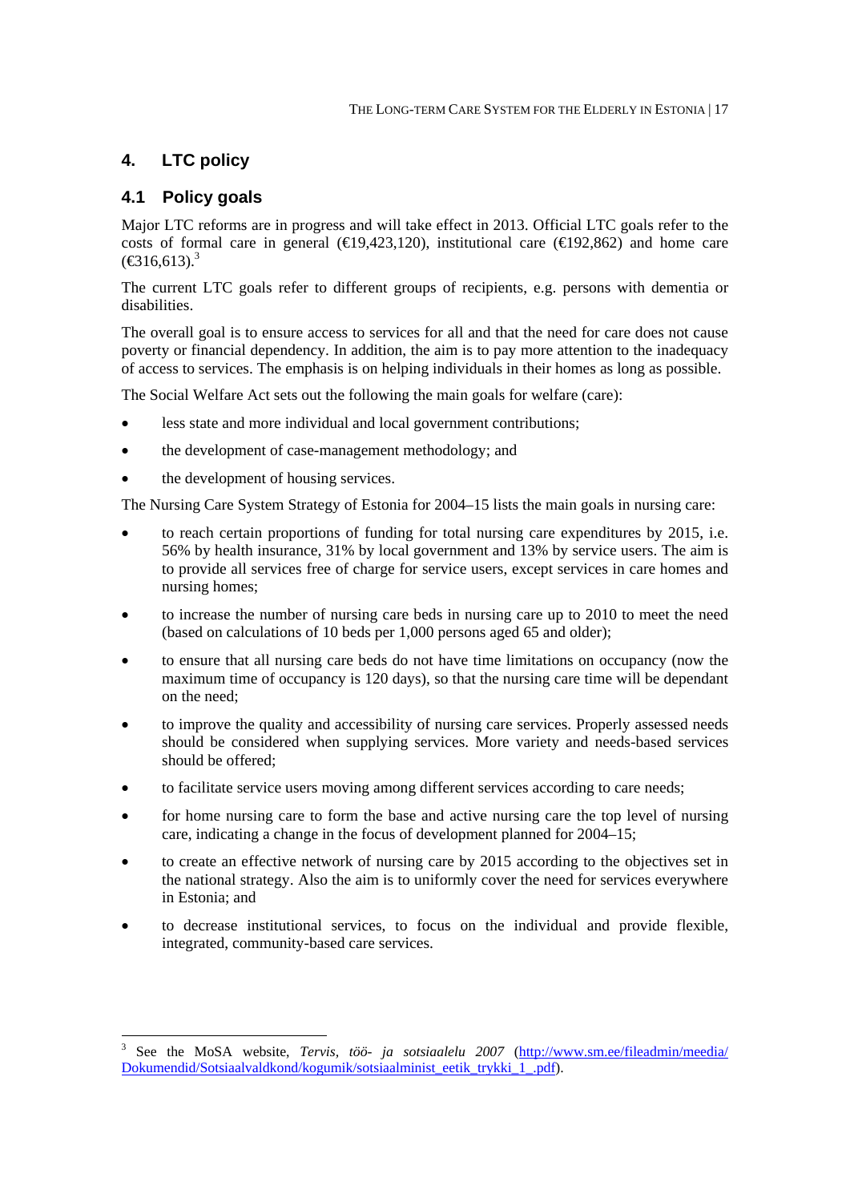# 4. LTC policy

## 4.1 Policy goals

Major LTC reforms are in progress and will take effect in 2013. Official LTC goals refer to the costs of formal care in general (€19,423,120), institutional care (€192,862) and home care (€316,613).[3]

The current LTC goals refer to different groups of recipients, e.g. persons with dementia or disabilities.

The overall goal is to ensure access to services for all and that the need for care does not cause poverty or financial dependency. In addition, the aim is to pay more attention to the inadequacy of access to services. The emphasis is on helping individuals in their homes as long as possible.

The Social Welfare Act sets out the following the main goals for welfare (care):

- less state and more individual and local government contributions;
- the development of case-management methodology; and
- the development of housing services.

The Nursing Care System Strategy of Estonia for 2004–15 lists the main goals in nursing care:

- to reach certain proportions of funding for total nursing care expenditures by 2015, i.e. 56% by health insurance, 31% by local government and 13% by service users. The aim is to provide all services free of charge for service users, except services in care homes and nursing homes;
- to increase the number of nursing care beds in nursing care up to 2010 to meet the need (based on calculations of 10 beds per 1,000 persons aged 65 and older);
- to ensure that all nursing care beds do not have time limitations on occupancy (now the maximum time of occupancy is 120 days), so that the nursing care time will be dependant on the need;
- to improve the quality and accessibility of nursing care services. Properly assessed needs should be considered when supplying services. More variety and needs-based services should be offered;
- to facilitate service users moving among different services according to care needs;
- for home nursing care to form the base and active nursing care the top level of nursing care, indicating a change in the focus of development planned for 2004–15;
- to create an effective network of nursing care by 2015 according to the objectives set in the national strategy. Also the aim is to uniformly cover the need for services everywhere in Estonia; and
- to decrease institutional services, to focus on the individual and provide flexible, integrated, community-based care services.

---

[3] See the MoSA website, *Tervis, töö- ja sotsiaalelu 2007* (http://www.sm.ee/fileadmin/meedia/Dokumendid/Sotsiaalvaldkond/kogumik/sotsiaalminist_eetik_trykki_1_.pdf).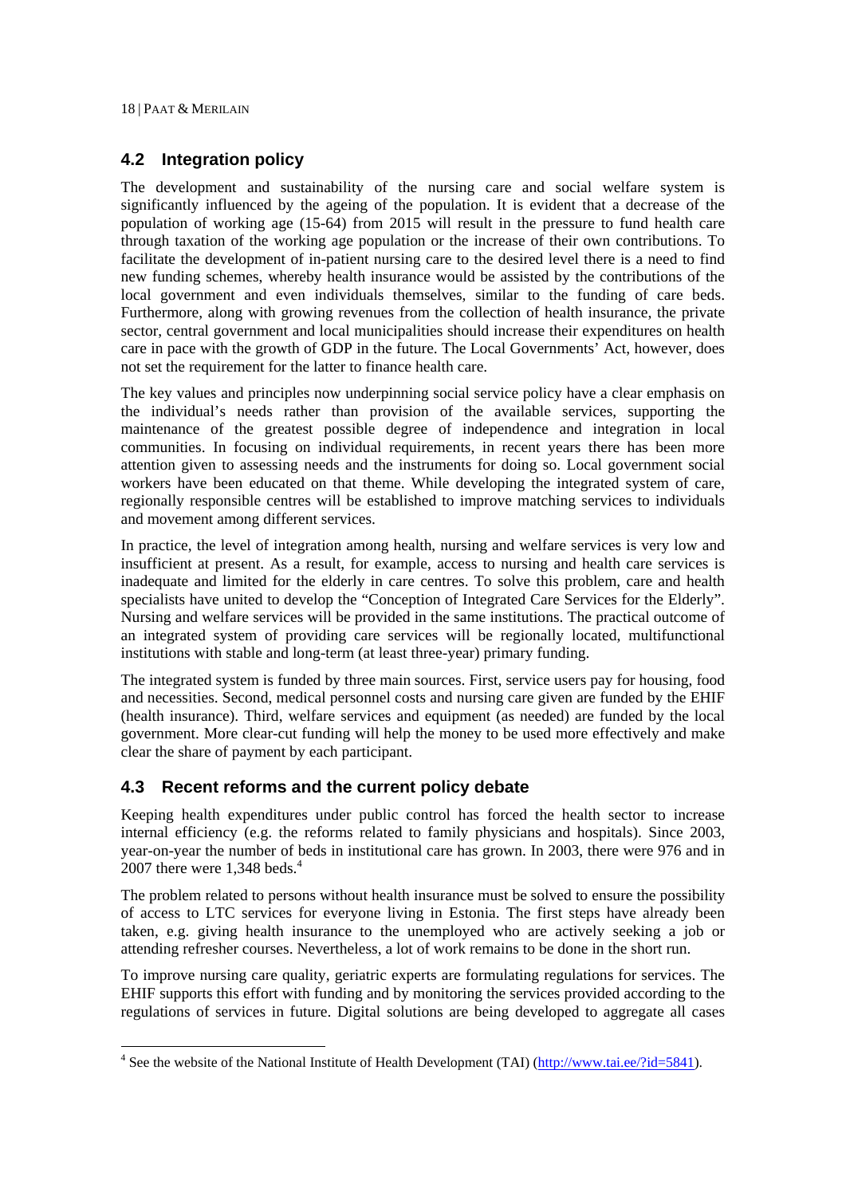## 4.2 Integration policy

The development and sustainability of the nursing care and social welfare system is significantly influenced by the ageing of the population. It is evident that a decrease of the population of working age (15-64) from 2015 will result in the pressure to fund health care through taxation of the working age population or the increase of their own contributions. To facilitate the development of in-patient nursing care to the desired level there is a need to find new funding schemes, whereby health insurance would be assisted by the contributions of the local government and even individuals themselves, similar to the funding of care beds. Furthermore, along with growing revenues from the collection of health insurance, the private sector, central government and local municipalities should increase their expenditures on health care in pace with the growth of GDP in the future. The Local Governments' Act, however, does not set the requirement for the latter to finance health care.

The key values and principles now underpinning social service policy have a clear emphasis on the individual's needs rather than provision of the available services, supporting the maintenance of the greatest possible degree of independence and integration in local communities. In focusing on individual requirements, in recent years there has been more attention given to assessing needs and the instruments for doing so. Local government social workers have been educated on that theme. While developing the integrated system of care, regionally responsible centres will be established to improve matching services to individuals and movement among different services.

In practice, the level of integration among health, nursing and welfare services is very low and insufficient at present. As a result, for example, access to nursing and health care services is inadequate and limited for the elderly in care centres. To solve this problem, care and health specialists have united to develop the "Conception of Integrated Care Services for the Elderly". Nursing and welfare services will be provided in the same institutions. The practical outcome of an integrated system of providing care services will be regionally located, multifunctional institutions with stable and long-term (at least three-year) primary funding.

The integrated system is funded by three main sources. First, service users pay for housing, food and necessities. Second, medical personnel costs and nursing care given are funded by the EHIF (health insurance). Third, welfare services and equipment (as needed) are funded by the local government. More clear-cut funding will help the money to be used more effectively and make clear the share of payment by each participant.

## 4.3 Recent reforms and the current policy debate

Keeping health expenditures under public control has forced the health sector to increase internal efficiency (e.g. the reforms related to family physicians and hospitals). Since 2003, year-on-year the number of beds in institutional care has grown. In 2003, there were 976 and in 2007 there were 1,348 beds.[4]

The problem related to persons without health insurance must be solved to ensure the possibility of access to LTC services for everyone living in Estonia. The first steps have already been taken, e.g. giving health insurance to the unemployed who are actively seeking a job or attending refresher courses. Nevertheless, a lot of work remains to be done in the short run.

To improve nursing care quality, geriatric experts are formulating regulations for services. The EHIF supports this effort with funding and by monitoring the services provided according to the regulations of services in future. Digital solutions are being developed to aggregate all cases

[4] See the website of the National Institute of Health Development (TAI) (http://www.tai.ee/?id=5841).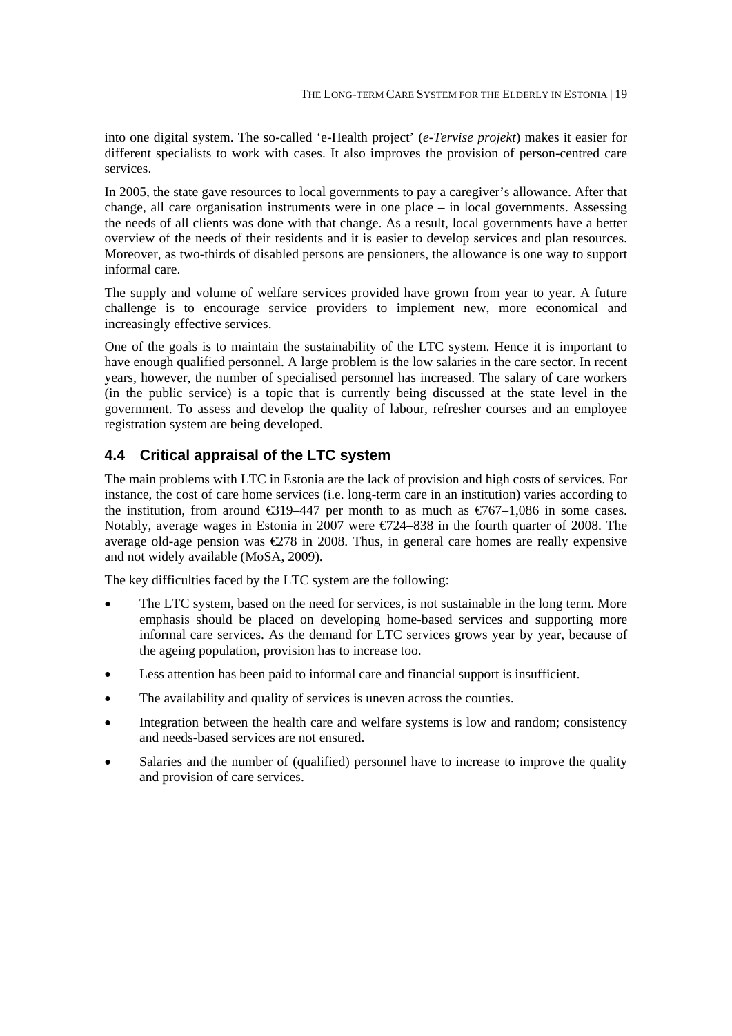into one digital system. The so-called 'e-Health project' (*e-Tervise projekt*) makes it easier for different specialists to work with cases. It also improves the provision of person-centred care services.

In 2005, the state gave resources to local governments to pay a caregiver's allowance. After that change, all care organisation instruments were in one place – in local governments. Assessing the needs of all clients was done with that change. As a result, local governments have a better overview of the needs of their residents and it is easier to develop services and plan resources. Moreover, as two-thirds of disabled persons are pensioners, the allowance is one way to support informal care.

The supply and volume of welfare services provided have grown from year to year. A future challenge is to encourage service providers to implement new, more economical and increasingly effective services.

One of the goals is to maintain the sustainability of the LTC system. Hence it is important to have enough qualified personnel. A large problem is the low salaries in the care sector. In recent years, however, the number of specialised personnel has increased. The salary of care workers (in the public service) is a topic that is currently being discussed at the state level in the government. To assess and develop the quality of labour, refresher courses and an employee registration system are being developed.

## 4.4 Critical appraisal of the LTC system

The main problems with LTC in Estonia are the lack of provision and high costs of services. For instance, the cost of care home services (i.e. long-term care in an institution) varies according to the institution, from around €319–447 per month to as much as €767–1,086 in some cases. Notably, average wages in Estonia in 2007 were €724–838 in the fourth quarter of 2008. The average old-age pension was €278 in 2008. Thus, in general care homes are really expensive and not widely available (MoSA, 2009).

The key difficulties faced by the LTC system are the following:

- The LTC system, based on the need for services, is not sustainable in the long term. More emphasis should be placed on developing home-based services and supporting more informal care services. As the demand for LTC services grows year by year, because of the ageing population, provision has to increase too.
- Less attention has been paid to informal care and financial support is insufficient.
- The availability and quality of services is uneven across the counties.
- Integration between the health care and welfare systems is low and random; consistency and needs-based services are not ensured.
- Salaries and the number of (qualified) personnel have to increase to improve the quality and provision of care services.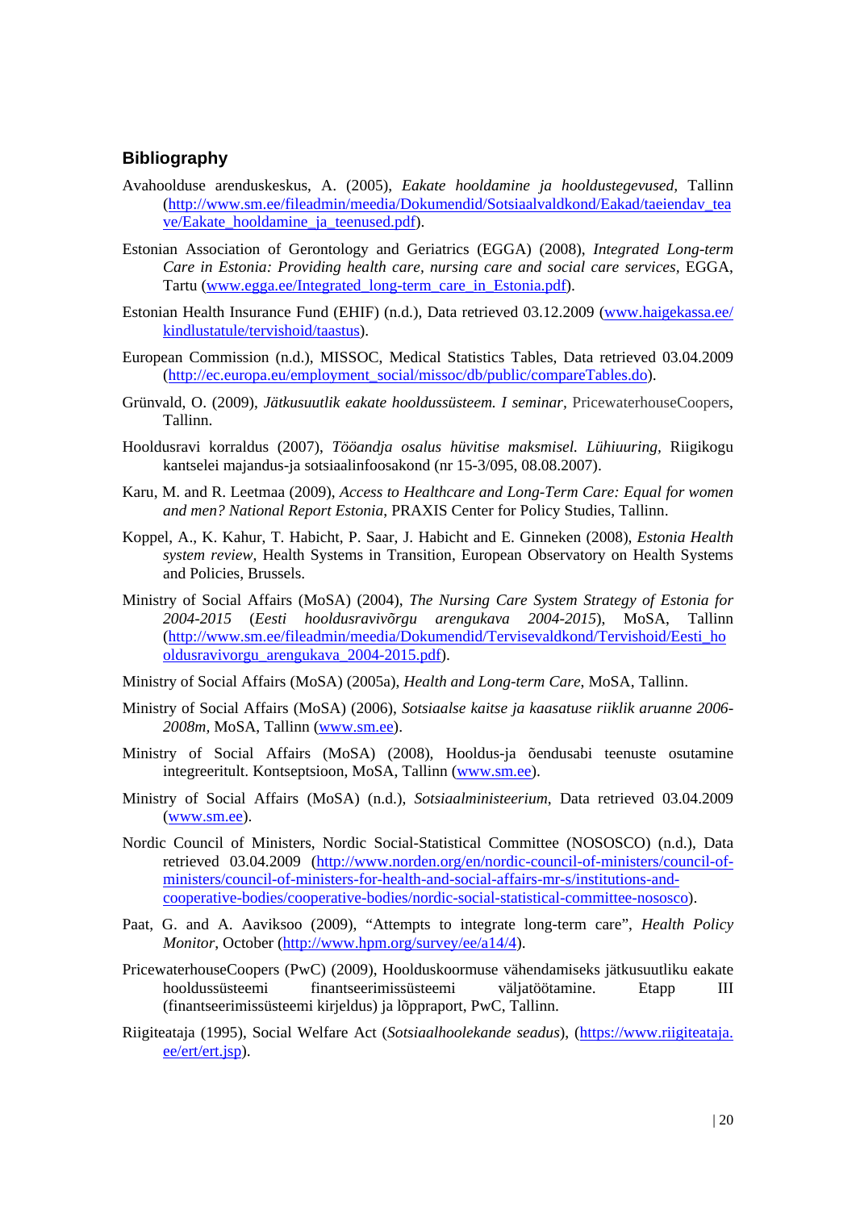## Bibliography

Avahoolduse arenduskeskus, A. (2005), *Eakate hooldamine ja hooldustegevused*, Tallinn (http://www.sm.ee/fileadmin/meedia/Dokumendid/Sotsiaalvaldkond/Eakad/taeiendav_teave/Eakate_hooldamine_ja_teenused.pdf).

Estonian Association of Gerontology and Geriatrics (EGGA) (2008), *Integrated Long-term Care in Estonia: Providing health care, nursing care and social care services*, EGGA, Tartu (www.egga.ee/Integrated_long-term_care_in_Estonia.pdf).

Estonian Health Insurance Fund (EHIF) (n.d.), Data retrieved 03.12.2009 (www.haigekassa.ee/kindlustatule/tervishoid/taastus).

European Commission (n.d.), MISSOC, Medical Statistics Tables, Data retrieved 03.04.2009 (http://ec.europa.eu/employment_social/missoc/db/public/compareTables.do).

Grünvald, O. (2009), *Jätkusuutlik eakate hooldussüsteem. I seminar*, PricewaterhouseCoopers, Tallinn.

Hooldusravi korraldus (2007), *Tööandja osalus hüvitise maksmisel. Lühiuuring*, Riigikogu kantselei majandus-ja sotsiaalinfoosakond (nr 15-3/095, 08.08.2007).

Karu, M. and R. Leetmaa (2009), *Access to Healthcare and Long-Term Care: Equal for women and men? National Report Estonia*, PRAXIS Center for Policy Studies, Tallinn.

Koppel, A., K. Kahur, T. Habicht, P. Saar, J. Habicht and E. Ginneken (2008), *Estonia Health system review*, Health Systems in Transition, European Observatory on Health Systems and Policies, Brussels.

Ministry of Social Affairs (MoSA) (2004), *The Nursing Care System Strategy of Estonia for 2004-2015* (*Eesti hooldusravivõrgu arengukava 2004-2015*), MoSA, Tallinn (http://www.sm.ee/fileadmin/meedia/Dokumendid/Tervisevaldkond/Tervishoid/Eesti_hooldusravivorgu_arengukava_2004-2015.pdf).

Ministry of Social Affairs (MoSA) (2005a), *Health and Long-term Care*, MoSA, Tallinn.

Ministry of Social Affairs (MoSA) (2006), *Sotsiaalse kaitse ja kaasatuse riiklik aruanne 2006-2008m*, MoSA, Tallinn (www.sm.ee).

Ministry of Social Affairs (MoSA) (2008), Hooldus-ja õendusabi teenuste osutamine integreeritult. Kontseptsioon, MoSA, Tallinn (www.sm.ee).

Ministry of Social Affairs (MoSA) (n.d.), *Sotsiaalministeerium*, Data retrieved 03.04.2009 (www.sm.ee).

Nordic Council of Ministers, Nordic Social-Statistical Committee (NOSOSCO) (n.d.), Data retrieved 03.04.2009 (http://www.norden.org/en/nordic-council-of-ministers/council-of-ministers/council-of-ministers-for-health-and-social-affairs-mr-s/institutions-and-cooperative-bodies/cooperative-bodies/nordic-social-statistical-committee-nososco).

Paat, G. and A. Aaviksoo (2009), "Attempts to integrate long-term care", *Health Policy Monitor*, October (http://www.hpm.org/survey/ee/a14/4).

PricewaterhouseCoopers (PwC) (2009), Hoolduskoormuse vähendamiseks jätkusuutliku eakate hooldussüsteemi finantseerimissüsteemi väljatöötamine. Etapp III (finantseerimissüsteemi kirjeldus) ja lõppraport, PwC, Tallinn.

Riigiteataja (1995), Social Welfare Act (*Sotsiaalhoolekande seadus*), (https://www.riigiteataja.ee/ert/ert.jsp).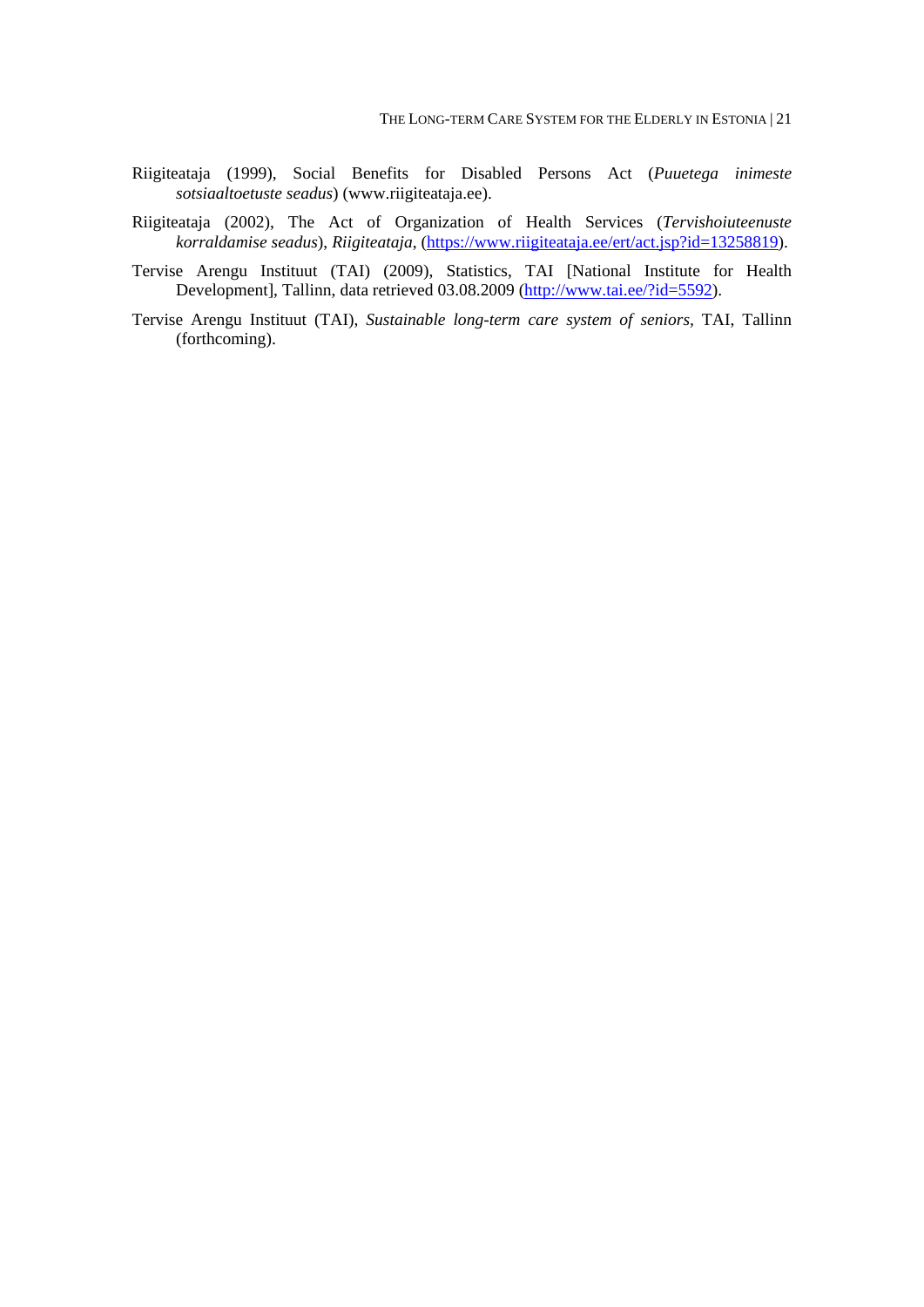Riigiteataja (1999), Social Benefits for Disabled Persons Act (*Puuetega inimeste sotsiaaltoetuste seadus*) (www.riigiteataja.ee).

Riigiteataja (2002), The Act of Organization of Health Services (*Tervishoiuteenuste korraldamise seadus*), *Riigiteataja*, (https://www.riigiteataja.ee/ert/act.jsp?id=13258819).

Tervise Arengu Instituut (TAI) (2009), Statistics, TAI [National Institute for Health Development], Tallinn, data retrieved 03.08.2009 (http://www.tai.ee/?id=5592).

Tervise Arengu Instituut (TAI), *Sustainable long-term care system of seniors*, TAI, Tallinn (forthcoming).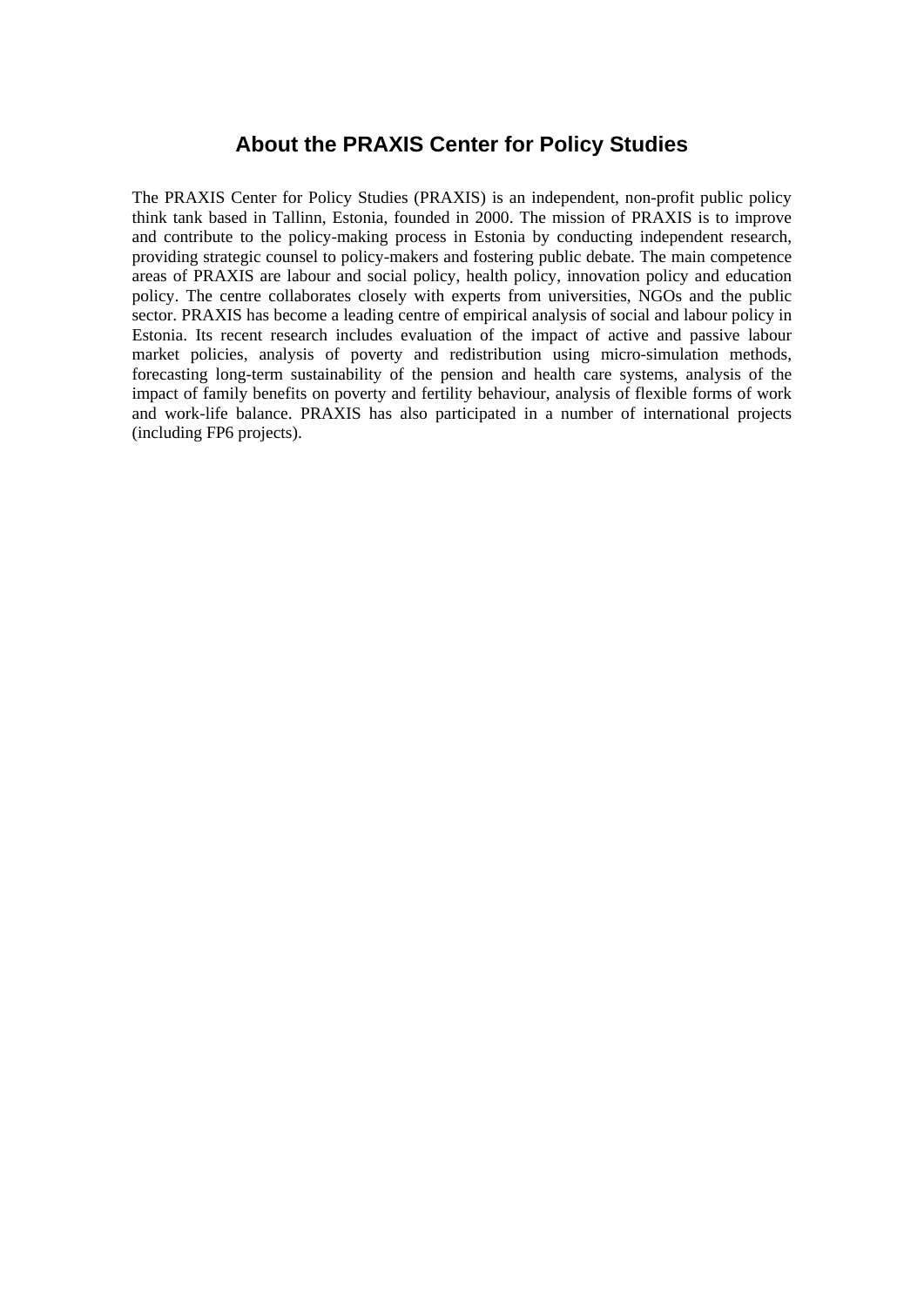# About the PRAXIS Center for Policy Studies

The PRAXIS Center for Policy Studies (PRAXIS) is an independent, non-profit public policy think tank based in Tallinn, Estonia, founded in 2000. The mission of PRAXIS is to improve and contribute to the policy-making process in Estonia by conducting independent research, providing strategic counsel to policy-makers and fostering public debate. The main competence areas of PRAXIS are labour and social policy, health policy, innovation policy and education policy. The centre collaborates closely with experts from universities, NGOs and the public sector. PRAXIS has become a leading centre of empirical analysis of social and labour policy in Estonia. Its recent research includes evaluation of the impact of active and passive labour market policies, analysis of poverty and redistribution using micro-simulation methods, forecasting long-term sustainability of the pension and health care systems, analysis of the impact of family benefits on poverty and fertility behaviour, analysis of flexible forms of work and work-life balance. PRAXIS has also participated in a number of international projects (including FP6 projects).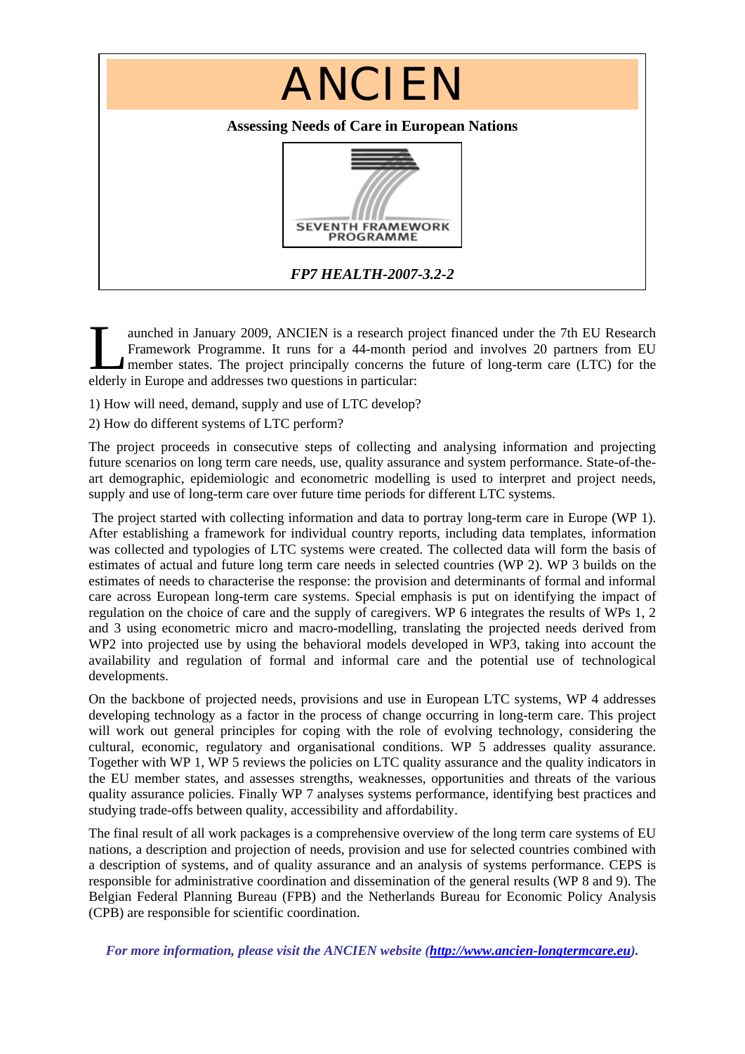# ANCIEN

**Assessing Needs of Care in European Nations**

SEVENTH FRAMEWORK PROGRAMME

***FP7 HEALTH-2007-3.2-2***

Launched in January 2009, ANCIEN is a research project financed under the 7th EU Research Framework Programme. It runs for a 44-month period and involves 20 partners from EU member states. The project principally concerns the future of long-term care (LTC) for the elderly in Europe and addresses two questions in particular:

1) How will need, demand, supply and use of LTC develop?

2) How do different systems of LTC perform?

The project proceeds in consecutive steps of collecting and analysing information and projecting future scenarios on long term care needs, use, quality assurance and system performance. State-of-the-art demographic, epidemiologic and econometric modelling is used to interpret and project needs, supply and use of long-term care over future time periods for different LTC systems.

The project started with collecting information and data to portray long-term care in Europe (WP 1). After establishing a framework for individual country reports, including data templates, information was collected and typologies of LTC systems were created. The collected data will form the basis of estimates of actual and future long term care needs in selected countries (WP 2). WP 3 builds on the estimates of needs to characterise the response: the provision and determinants of formal and informal care across European long-term care systems. Special emphasis is put on identifying the impact of regulation on the choice of care and the supply of caregivers. WP 6 integrates the results of WPs 1, 2 and 3 using econometric micro and macro-modelling, translating the projected needs derived from WP2 into projected use by using the behavioral models developed in WP3, taking into account the availability and regulation of formal and informal care and the potential use of technological developments.

On the backbone of projected needs, provisions and use in European LTC systems, WP 4 addresses developing technology as a factor in the process of change occurring in long-term care. This project will work out general principles for coping with the role of evolving technology, considering the cultural, economic, regulatory and organisational conditions. WP 5 addresses quality assurance. Together with WP 1, WP 5 reviews the policies on LTC quality assurance and the quality indicators in the EU member states, and assesses strengths, weaknesses, opportunities and threats of the various quality assurance policies. Finally WP 7 analyses systems performance, identifying best practices and studying trade-offs between quality, accessibility and affordability.

The final result of all work packages is a comprehensive overview of the long term care systems of EU nations, a description and projection of needs, provision and use for selected countries combined with a description of systems, and of quality assurance and an analysis of systems performance. CEPS is responsible for administrative coordination and dissemination of the general results (WP 8 and 9). The Belgian Federal Planning Bureau (FPB) and the Netherlands Bureau for Economic Policy Analysis (CPB) are responsible for scientific coordination.

***For more information, please visit the ANCIEN website (http://www.ancien-longtermcare.eu).***